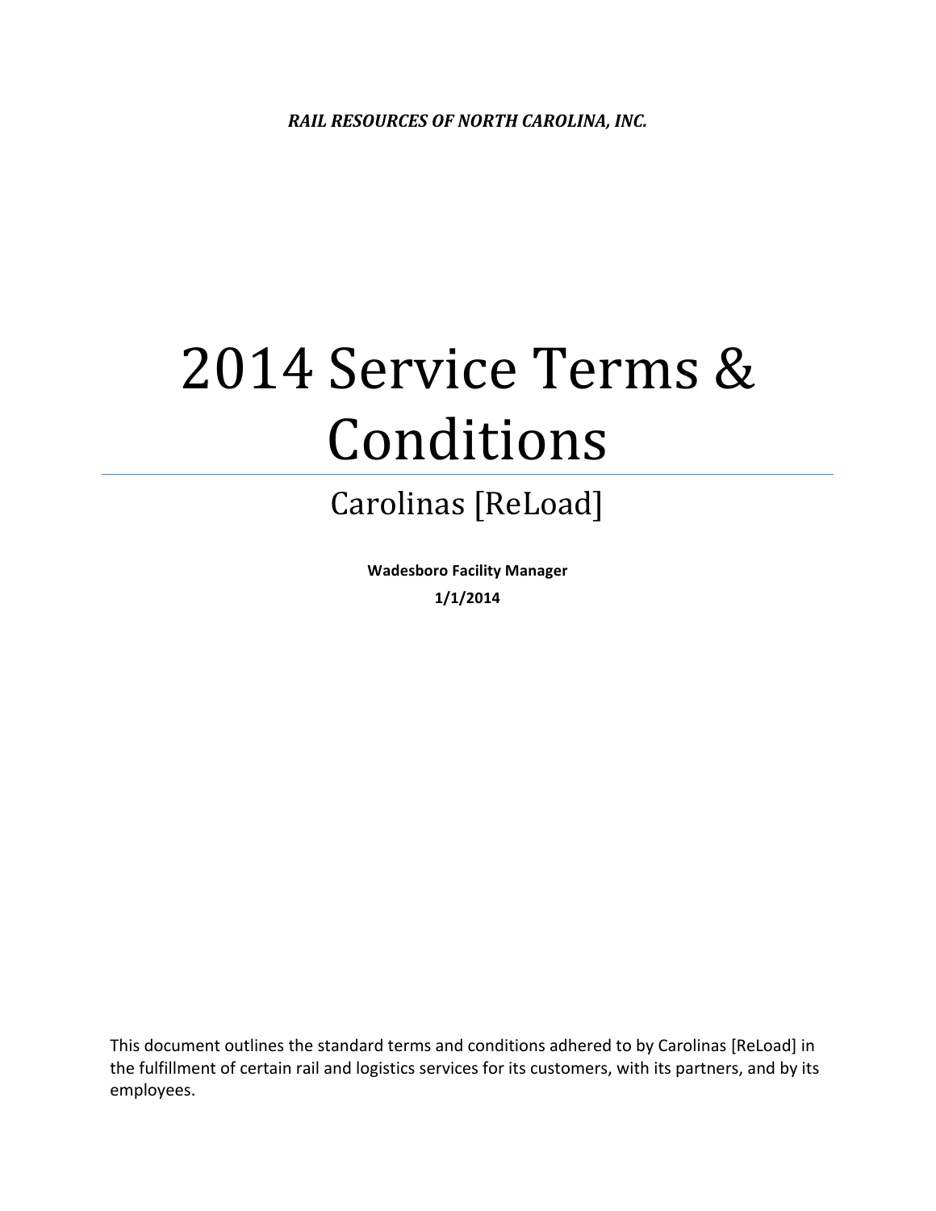*RAIL RESOURCES OF NORTH CAROLINA, INC.*

# 2014 Service Terms & Conditions

## Carolinas [ReLoad]

**Wadesboro Facility Manager**

**1/1/2014**

This document outlines the standard terms and conditions adhered to by Carolinas [ReLoad] in the fulfillment of certain rail and logistics services for its customers, with its partners, and by its employees.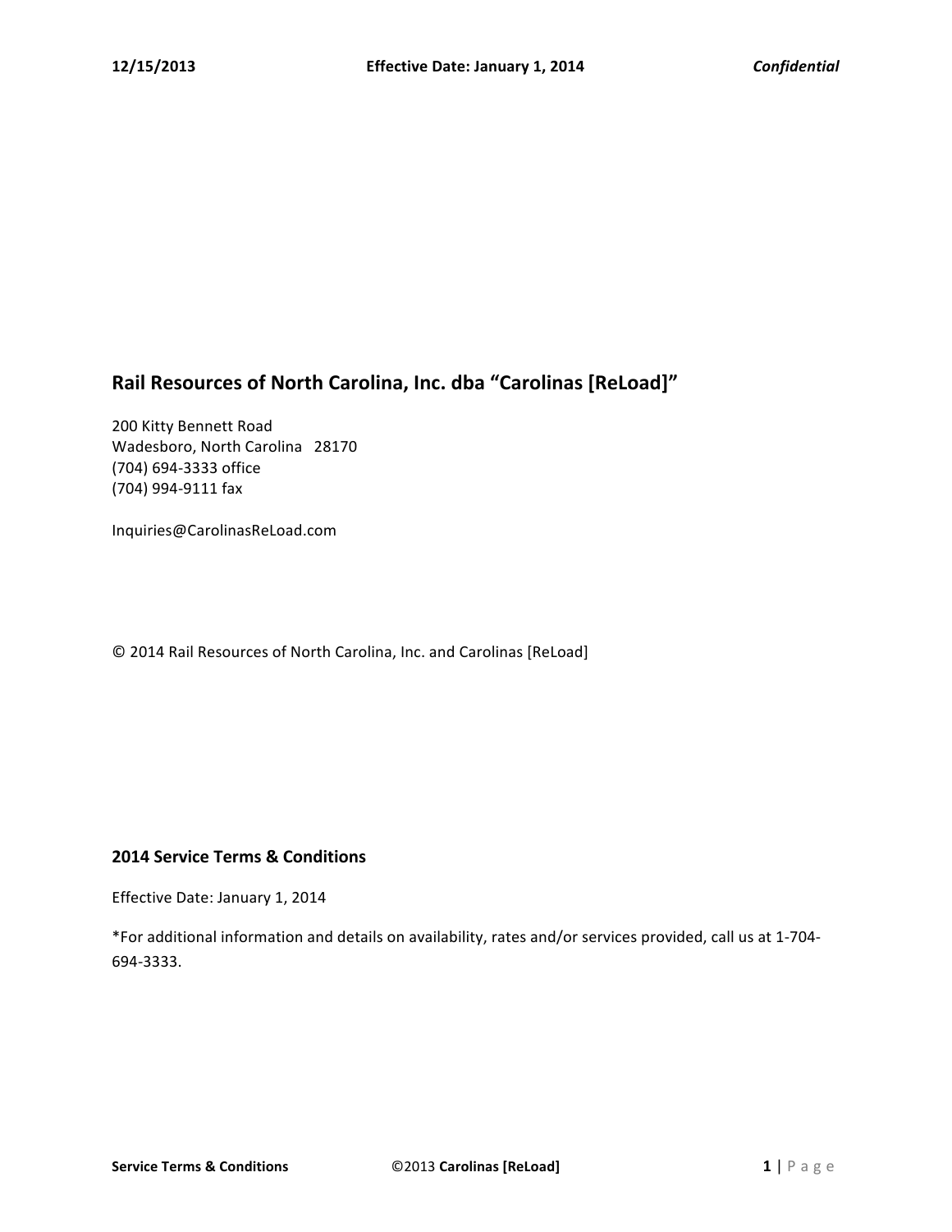## Rail Resources of North Carolina, Inc. dba "Carolinas [ReLoad]"

200 Kitty Bennett Road
Wadesboro, North Carolina 28170
(704) 694-3333 office
(704) 994-9111 fax

Inquiries@CarolinasReLoad.com

© 2014 Rail Resources of North Carolina, Inc. and Carolinas [ReLoad]

### 2014 Service Terms & Conditions

Effective Date: January 1, 2014

*For additional information and details on availability, rates and/or services provided, call us at 1-704-694-3333.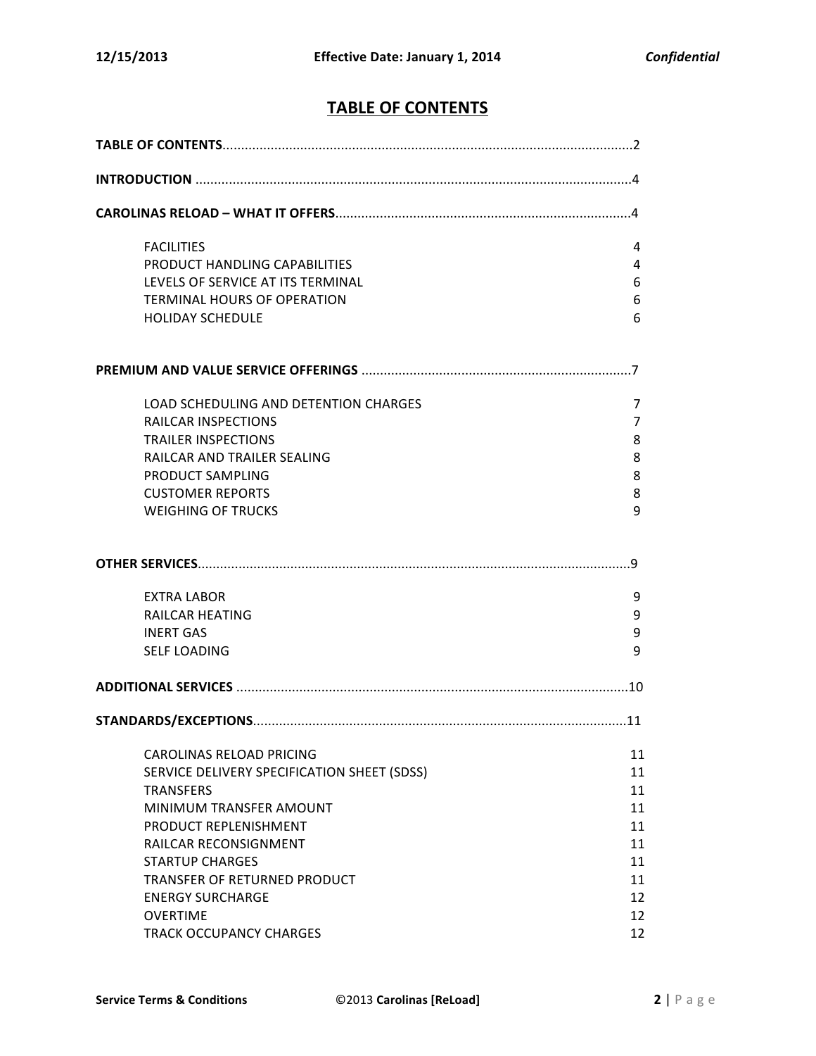# TABLE OF CONTENTS

**TABLE OF CONTENTS**...............................................................................................................2

**INTRODUCTION** ......................................................................................................................4

**CAROLINAS RELOAD – WHAT IT OFFERS**................................................................................4

| | |
|---|---|
| FACILITIES | 4 |
| PRODUCT HANDLING CAPABILITIES | 4 |
| LEVELS OF SERVICE AT ITS TERMINAL | 6 |
| TERMINAL HOURS OF OPERATION | 6 |
| HOLIDAY SCHEDULE | 6 |

**PREMIUM AND VALUE SERVICE OFFERINGS** .........................................................................7

| | |
|---|---|
| LOAD SCHEDULING AND DETENTION CHARGES | 7 |
| RAILCAR INSPECTIONS | 7 |
| TRAILER INSPECTIONS | 8 |
| RAILCAR AND TRAILER SEALING | 8 |
| PRODUCT SAMPLING | 8 |
| CUSTOMER REPORTS | 8 |
| WEIGHING OF TRUCKS | 9 |

**OTHER SERVICES**.....................................................................................................................9

| | |
|---|---|
| EXTRA LABOR | 9 |
| RAILCAR HEATING | 9 |
| INERT GAS | 9 |
| SELF LOADING | 9 |

**ADDITIONAL SERVICES** ..........................................................................................................10

**STANDARDS/EXCEPTIONS**.....................................................................................................11

| | |
|---|---|
| CAROLINAS RELOAD PRICING | 11 |
| SERVICE DELIVERY SPECIFICATION SHEET (SDSS) | 11 |
| TRANSFERS | 11 |
| MINIMUM TRANSFER AMOUNT | 11 |
| PRODUCT REPLENISHMENT | 11 |
| RAILCAR RECONSIGNMENT | 11 |
| STARTUP CHARGES | 11 |
| TRANSFER OF RETURNED PRODUCT | 11 |
| ENERGY SURCHARGE | 12 |
| OVERTIME | 12 |
| TRACK OCCUPANCY CHARGES | 12 |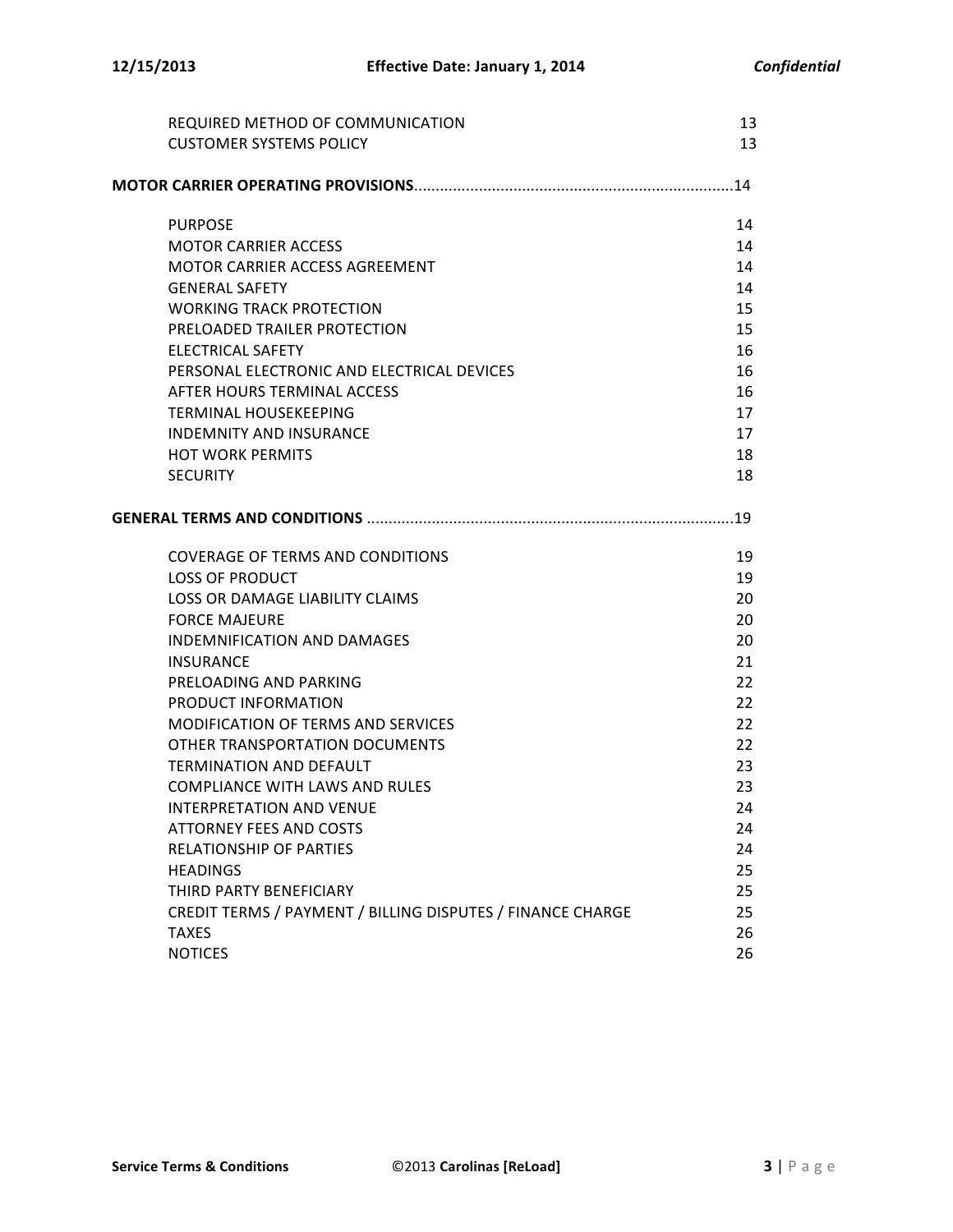| | |
|---|---|
| REQUIRED METHOD OF COMMUNICATION | 13 |
| CUSTOMER SYSTEMS POLICY | 13 |

**MOTOR CARRIER OPERATING PROVISIONS**..........................................................................14

| | |
|---|---|
| PURPOSE | 14 |
| MOTOR CARRIER ACCESS | 14 |
| MOTOR CARRIER ACCESS AGREEMENT | 14 |
| GENERAL SAFETY | 14 |
| WORKING TRACK PROTECTION | 15 |
| PRELOADED TRAILER PROTECTION | 15 |
| ELECTRICAL SAFETY | 16 |
| PERSONAL ELECTRONIC AND ELECTRICAL DEVICES | 16 |
| AFTER HOURS TERMINAL ACCESS | 16 |
| TERMINAL HOUSEKEEPING | 17 |
| INDEMNITY AND INSURANCE | 17 |
| HOT WORK PERMITS | 18 |
| SECURITY | 18 |

**GENERAL TERMS AND CONDITIONS** ....................................................................................19

| | |
|---|---|
| COVERAGE OF TERMS AND CONDITIONS | 19 |
| LOSS OF PRODUCT | 19 |
| LOSS OR DAMAGE LIABILITY CLAIMS | 20 |
| FORCE MAJEURE | 20 |
| INDEMNIFICATION AND DAMAGES | 20 |
| INSURANCE | 21 |
| PRELOADING AND PARKING | 22 |
| PRODUCT INFORMATION | 22 |
| MODIFICATION OF TERMS AND SERVICES | 22 |
| OTHER TRANSPORTATION DOCUMENTS | 22 |
| TERMINATION AND DEFAULT | 23 |
| COMPLIANCE WITH LAWS AND RULES | 23 |
| INTERPRETATION AND VENUE | 24 |
| ATTORNEY FEES AND COSTS | 24 |
| RELATIONSHIP OF PARTIES | 24 |
| HEADINGS | 25 |
| THIRD PARTY BENEFICIARY | 25 |
| CREDIT TERMS / PAYMENT / BILLING DISPUTES / FINANCE CHARGE | 25 |
| TAXES | 26 |
| NOTICES | 26 |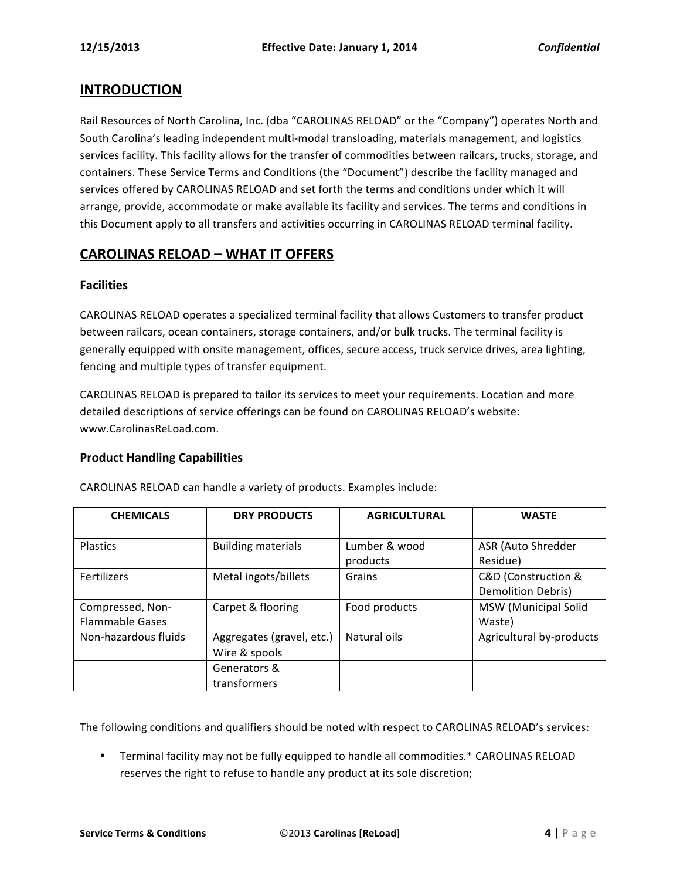## INTRODUCTION

Rail Resources of North Carolina, Inc. (dba "CAROLINAS RELOAD" or the "Company") operates North and South Carolina's leading independent multi-modal transloading, materials management, and logistics services facility. This facility allows for the transfer of commodities between railcars, trucks, storage, and containers. These Service Terms and Conditions (the "Document") describe the facility managed and services offered by CAROLINAS RELOAD and set forth the terms and conditions under which it will arrange, provide, accommodate or make available its facility and services. The terms and conditions in this Document apply to all transfers and activities occurring in CAROLINAS RELOAD terminal facility.

## CAROLINAS RELOAD – WHAT IT OFFERS

### Facilities

CAROLINAS RELOAD operates a specialized terminal facility that allows Customers to transfer product between railcars, ocean containers, storage containers, and/or bulk trucks. The terminal facility is generally equipped with onsite management, offices, secure access, truck service drives, area lighting, fencing and multiple types of transfer equipment.

CAROLINAS RELOAD is prepared to tailor its services to meet your requirements. Location and more detailed descriptions of service offerings can be found on CAROLINAS RELOAD's website: www.CarolinasReLoad.com.

### Product Handling Capabilities

CAROLINAS RELOAD can handle a variety of products. Examples include:

| CHEMICALS | DRY PRODUCTS | AGRICULTURAL | WASTE |
|---|---|---|---|
| Plastics | Building materials | Lumber & wood products | ASR (Auto Shredder Residue) |
| Fertilizers | Metal ingots/billets | Grains | C&D (Construction & Demolition Debris) |
| Compressed, Non-Flammable Gases | Carpet & flooring | Food products | MSW (Municipal Solid Waste) |
| Non-hazardous fluids | Aggregates (gravel, etc.) | Natural oils | Agricultural by-products |
| | Wire & spools | | |
| | Generators & transformers | | |

The following conditions and qualifiers should be noted with respect to CAROLINAS RELOAD's services:

- Terminal facility may not be fully equipped to handle all commodities.* CAROLINAS RELOAD reserves the right to refuse to handle any product at its sole discretion;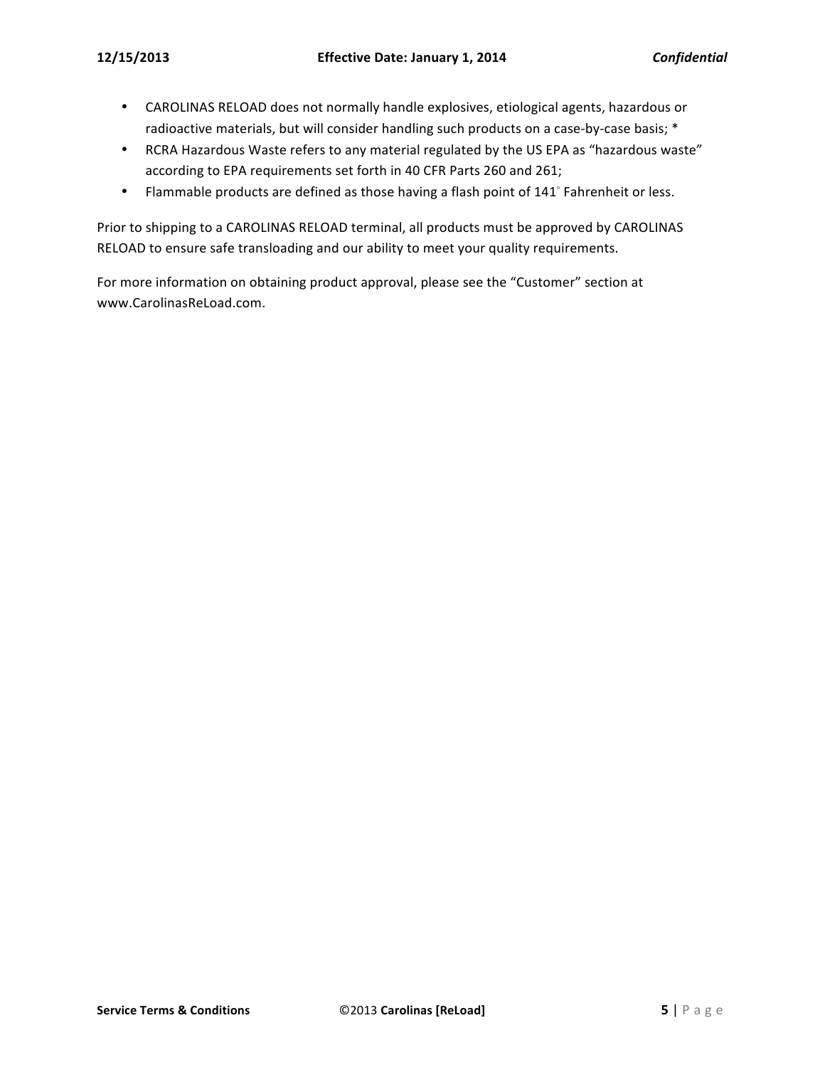- CAROLINAS RELOAD does not normally handle explosives, etiological agents, hazardous or radioactive materials, but will consider handling such products on a case-by-case basis; *
- RCRA Hazardous Waste refers to any material regulated by the US EPA as "hazardous waste" according to EPA requirements set forth in 40 CFR Parts 260 and 261;
- Flammable products are defined as those having a flash point of 141° Fahrenheit or less.

Prior to shipping to a CAROLINAS RELOAD terminal, all products must be approved by CAROLINAS RELOAD to ensure safe transloading and our ability to meet your quality requirements.

For more information on obtaining product approval, please see the "Customer" section at www.CarolinasReLoad.com.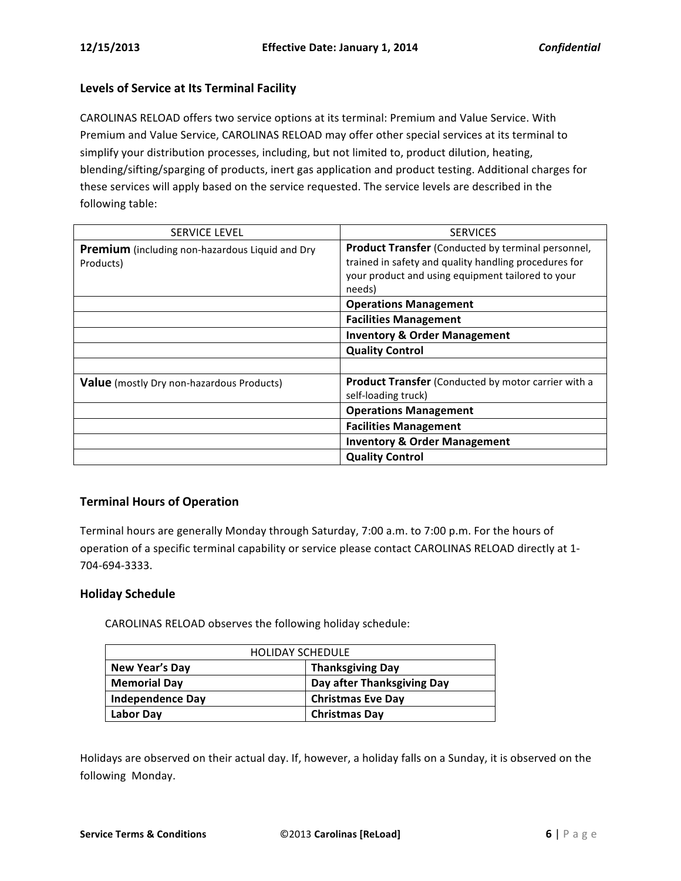## Levels of Service at Its Terminal Facility

CAROLINAS RELOAD offers two service options at its terminal: Premium and Value Service. With Premium and Value Service, CAROLINAS RELOAD may offer other special services at its terminal to simplify your distribution processes, including, but not limited to, product dilution, heating, blending/sifting/sparging of products, inert gas application and product testing. Additional charges for these services will apply based on the service requested. The service levels are described in the following table:

| SERVICE LEVEL | SERVICES |
|---|---|
| **Premium** (including non-hazardous Liquid and Dry Products) | **Product Transfer** (Conducted by terminal personnel, trained in safety and quality handling procedures for your product and using equipment tailored to your needs) |
| | **Operations Management** |
| | **Facilities Management** |
| | **Inventory & Order Management** |
| | **Quality Control** |
| | |
| **Value** (mostly Dry non-hazardous Products) | **Product Transfer** (Conducted by motor carrier with a self-loading truck) |
| | **Operations Management** |
| | **Facilities Management** |
| | **Inventory & Order Management** |
| | **Quality Control** |

## Terminal Hours of Operation

Terminal hours are generally Monday through Saturday, 7:00 a.m. to 7:00 p.m. For the hours of operation of a specific terminal capability or service please contact CAROLINAS RELOAD directly at 1-704-694-3333.

## Holiday Schedule

CAROLINAS RELOAD observes the following holiday schedule:

| HOLIDAY SCHEDULE | |
|---|---|
| **New Year's Day** | **Thanksgiving Day** |
| **Memorial Day** | **Day after Thanksgiving Day** |
| **Independence Day** | **Christmas Eve Day** |
| **Labor Day** | **Christmas Day** |

Holidays are observed on their actual day. If, however, a holiday falls on a Sunday, it is observed on the following Monday.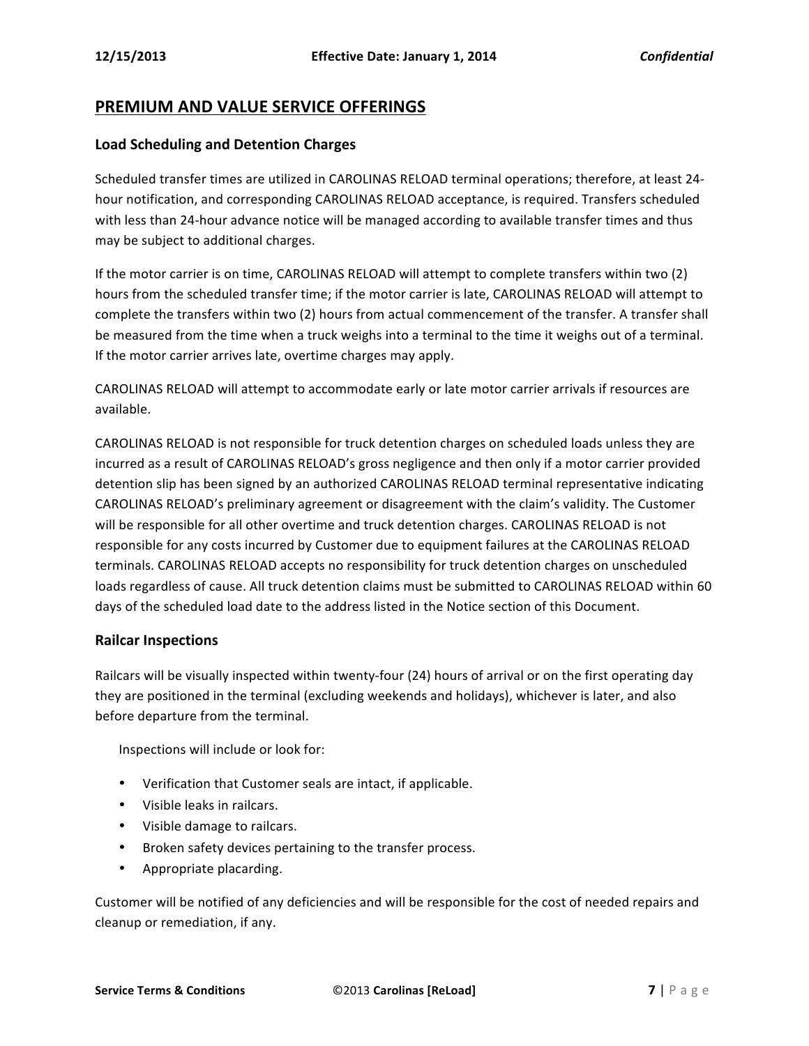## PREMIUM AND VALUE SERVICE OFFERINGS

### Load Scheduling and Detention Charges

Scheduled transfer times are utilized in CAROLINAS RELOAD terminal operations; therefore, at least 24-hour notification, and corresponding CAROLINAS RELOAD acceptance, is required. Transfers scheduled with less than 24-hour advance notice will be managed according to available transfer times and thus may be subject to additional charges.

If the motor carrier is on time, CAROLINAS RELOAD will attempt to complete transfers within two (2) hours from the scheduled transfer time; if the motor carrier is late, CAROLINAS RELOAD will attempt to complete the transfers within two (2) hours from actual commencement of the transfer. A transfer shall be measured from the time when a truck weighs into a terminal to the time it weighs out of a terminal. If the motor carrier arrives late, overtime charges may apply.

CAROLINAS RELOAD will attempt to accommodate early or late motor carrier arrivals if resources are available.

CAROLINAS RELOAD is not responsible for truck detention charges on scheduled loads unless they are incurred as a result of CAROLINAS RELOAD's gross negligence and then only if a motor carrier provided detention slip has been signed by an authorized CAROLINAS RELOAD terminal representative indicating CAROLINAS RELOAD's preliminary agreement or disagreement with the claim's validity. The Customer will be responsible for all other overtime and truck detention charges. CAROLINAS RELOAD is not responsible for any costs incurred by Customer due to equipment failures at the CAROLINAS RELOAD terminals. CAROLINAS RELOAD accepts no responsibility for truck detention charges on unscheduled loads regardless of cause. All truck detention claims must be submitted to CAROLINAS RELOAD within 60 days of the scheduled load date to the address listed in the Notice section of this Document.

### Railcar Inspections

Railcars will be visually inspected within twenty-four (24) hours of arrival or on the first operating day they are positioned in the terminal (excluding weekends and holidays), whichever is later, and also before departure from the terminal.

Inspections will include or look for:

- Verification that Customer seals are intact, if applicable.
- Visible leaks in railcars.
- Visible damage to railcars.
- Broken safety devices pertaining to the transfer process.
- Appropriate placarding.

Customer will be notified of any deficiencies and will be responsible for the cost of needed repairs and cleanup or remediation, if any.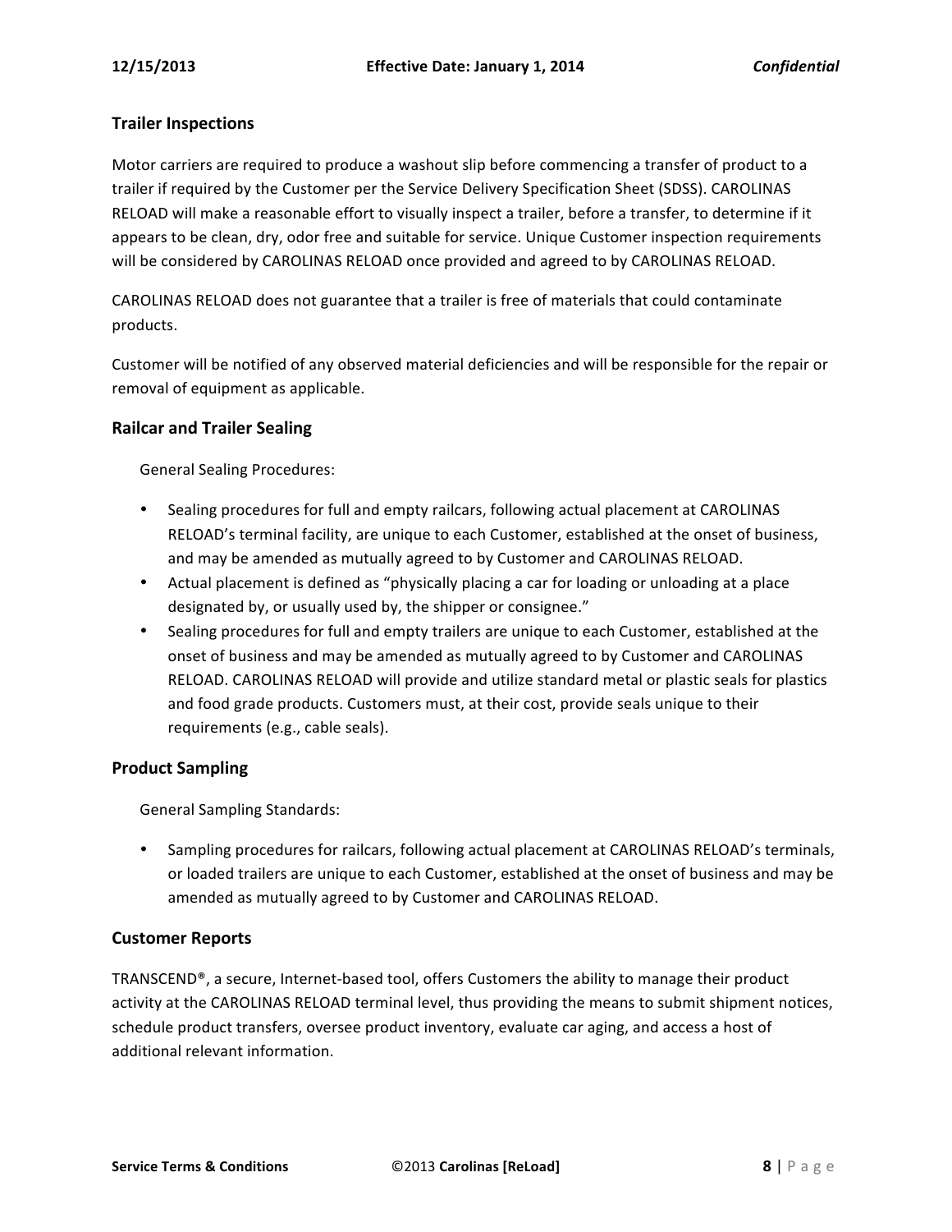## Trailer Inspections

Motor carriers are required to produce a washout slip before commencing a transfer of product to a trailer if required by the Customer per the Service Delivery Specification Sheet (SDSS). CAROLINAS RELOAD will make a reasonable effort to visually inspect a trailer, before a transfer, to determine if it appears to be clean, dry, odor free and suitable for service. Unique Customer inspection requirements will be considered by CAROLINAS RELOAD once provided and agreed to by CAROLINAS RELOAD.

CAROLINAS RELOAD does not guarantee that a trailer is free of materials that could contaminate products.

Customer will be notified of any observed material deficiencies and will be responsible for the repair or removal of equipment as applicable.

## Railcar and Trailer Sealing

General Sealing Procedures:

- Sealing procedures for full and empty railcars, following actual placement at CAROLINAS RELOAD's terminal facility, are unique to each Customer, established at the onset of business, and may be amended as mutually agreed to by Customer and CAROLINAS RELOAD.
- Actual placement is defined as "physically placing a car for loading or unloading at a place designated by, or usually used by, the shipper or consignee."
- Sealing procedures for full and empty trailers are unique to each Customer, established at the onset of business and may be amended as mutually agreed to by Customer and CAROLINAS RELOAD. CAROLINAS RELOAD will provide and utilize standard metal or plastic seals for plastics and food grade products. Customers must, at their cost, provide seals unique to their requirements (e.g., cable seals).

## Product Sampling

General Sampling Standards:

- Sampling procedures for railcars, following actual placement at CAROLINAS RELOAD's terminals, or loaded trailers are unique to each Customer, established at the onset of business and may be amended as mutually agreed to by Customer and CAROLINAS RELOAD.

## Customer Reports

TRANSCEND®, a secure, Internet-based tool, offers Customers the ability to manage their product activity at the CAROLINAS RELOAD terminal level, thus providing the means to submit shipment notices, schedule product transfers, oversee product inventory, evaluate car aging, and access a host of additional relevant information.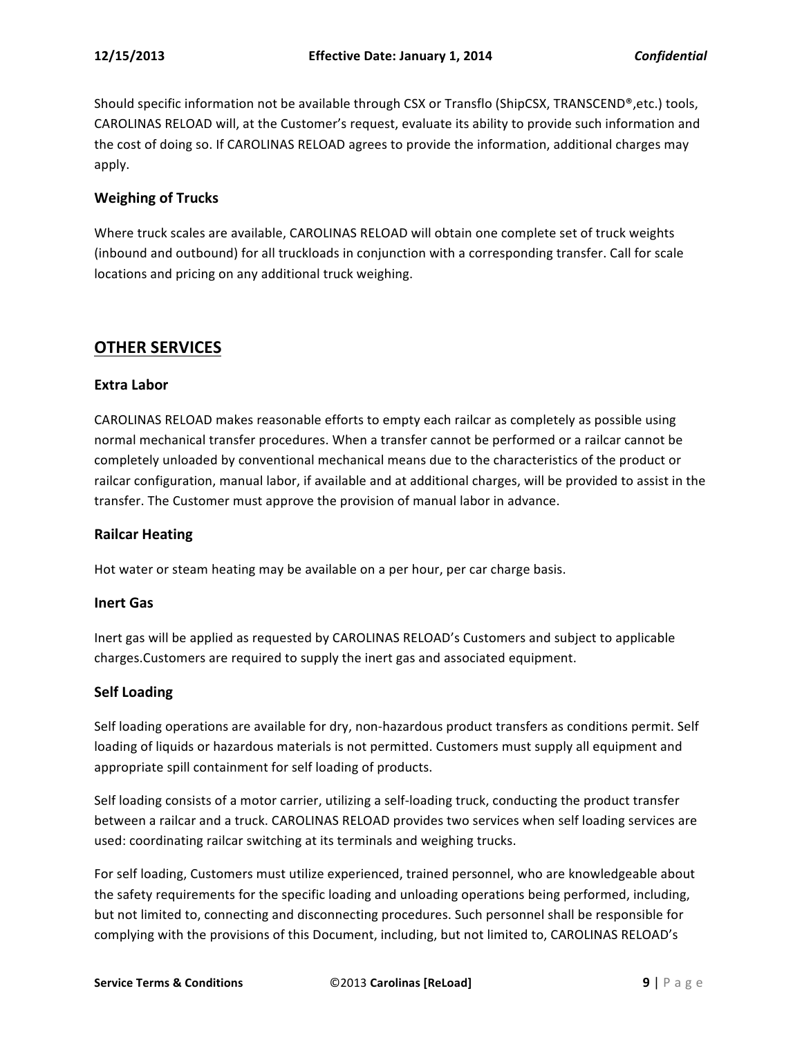Should specific information not be available through CSX or Transflo (ShipCSX, TRANSCEND®,etc.) tools, CAROLINAS RELOAD will, at the Customer's request, evaluate its ability to provide such information and the cost of doing so. If CAROLINAS RELOAD agrees to provide the information, additional charges may apply.

### Weighing of Trucks

Where truck scales are available, CAROLINAS RELOAD will obtain one complete set of truck weights (inbound and outbound) for all truckloads in conjunction with a corresponding transfer. Call for scale locations and pricing on any additional truck weighing.

## OTHER SERVICES

### Extra Labor

CAROLINAS RELOAD makes reasonable efforts to empty each railcar as completely as possible using normal mechanical transfer procedures. When a transfer cannot be performed or a railcar cannot be completely unloaded by conventional mechanical means due to the characteristics of the product or railcar configuration, manual labor, if available and at additional charges, will be provided to assist in the transfer. The Customer must approve the provision of manual labor in advance.

### Railcar Heating

Hot water or steam heating may be available on a per hour, per car charge basis.

### Inert Gas

Inert gas will be applied as requested by CAROLINAS RELOAD's Customers and subject to applicable charges.Customers are required to supply the inert gas and associated equipment.

### Self Loading

Self loading operations are available for dry, non-hazardous product transfers as conditions permit. Self loading of liquids or hazardous materials is not permitted. Customers must supply all equipment and appropriate spill containment for self loading of products.

Self loading consists of a motor carrier, utilizing a self-loading truck, conducting the product transfer between a railcar and a truck. CAROLINAS RELOAD provides two services when self loading services are used: coordinating railcar switching at its terminals and weighing trucks.

For self loading, Customers must utilize experienced, trained personnel, who are knowledgeable about the safety requirements for the specific loading and unloading operations being performed, including, but not limited to, connecting and disconnecting procedures. Such personnel shall be responsible for complying with the provisions of this Document, including, but not limited to, CAROLINAS RELOAD's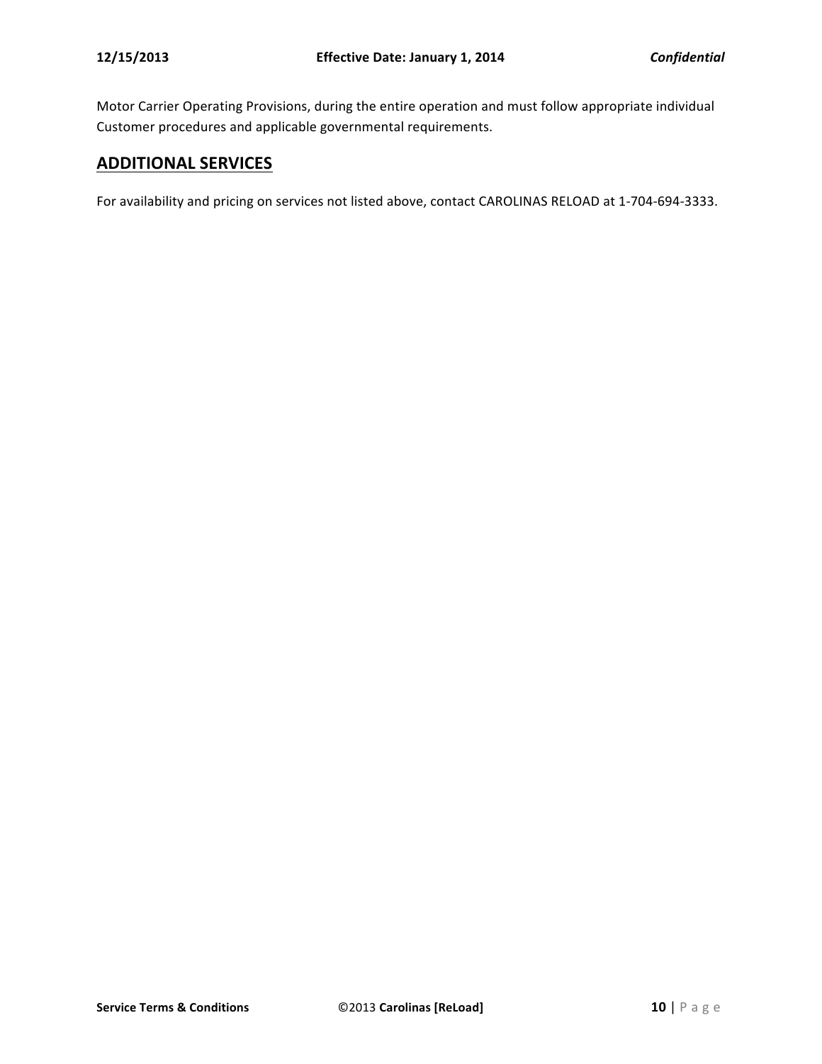Motor Carrier Operating Provisions, during the entire operation and must follow appropriate individual Customer procedures and applicable governmental requirements.

## ADDITIONAL SERVICES

For availability and pricing on services not listed above, contact CAROLINAS RELOAD at 1-704-694-3333.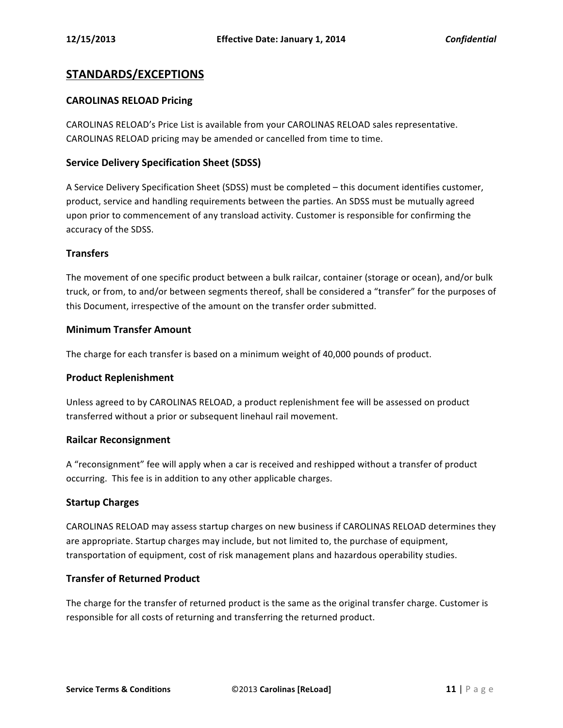## STANDARDS/EXCEPTIONS

### CAROLINAS RELOAD Pricing

CAROLINAS RELOAD's Price List is available from your CAROLINAS RELOAD sales representative. CAROLINAS RELOAD pricing may be amended or cancelled from time to time.

### Service Delivery Specification Sheet (SDSS)

A Service Delivery Specification Sheet (SDSS) must be completed – this document identifies customer, product, service and handling requirements between the parties. An SDSS must be mutually agreed upon prior to commencement of any transload activity. Customer is responsible for confirming the accuracy of the SDSS.

### Transfers

The movement of one specific product between a bulk railcar, container (storage or ocean), and/or bulk truck, or from, to and/or between segments thereof, shall be considered a "transfer" for the purposes of this Document, irrespective of the amount on the transfer order submitted.

### Minimum Transfer Amount

The charge for each transfer is based on a minimum weight of 40,000 pounds of product.

### Product Replenishment

Unless agreed to by CAROLINAS RELOAD, a product replenishment fee will be assessed on product transferred without a prior or subsequent linehaul rail movement.

### Railcar Reconsignment

A "reconsignment" fee will apply when a car is received and reshipped without a transfer of product occurring. This fee is in addition to any other applicable charges.

### Startup Charges

CAROLINAS RELOAD may assess startup charges on new business if CAROLINAS RELOAD determines they are appropriate. Startup charges may include, but not limited to, the purchase of equipment, transportation of equipment, cost of risk management plans and hazardous operability studies.

### Transfer of Returned Product

The charge for the transfer of returned product is the same as the original transfer charge. Customer is responsible for all costs of returning and transferring the returned product.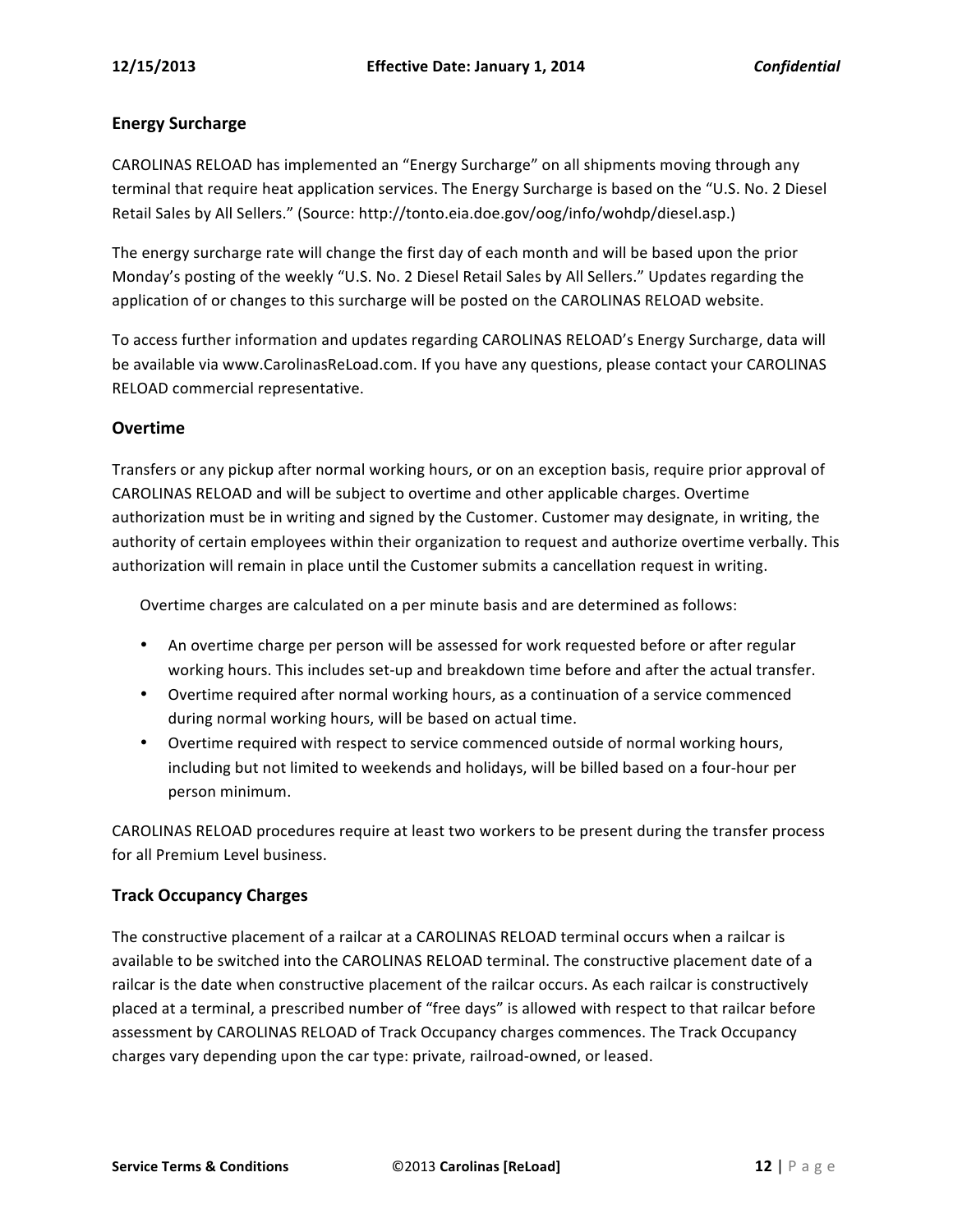## Energy Surcharge

CAROLINAS RELOAD has implemented an "Energy Surcharge" on all shipments moving through any terminal that require heat application services. The Energy Surcharge is based on the "U.S. No. 2 Diesel Retail Sales by All Sellers." (Source: http://tonto.eia.doe.gov/oog/info/wohdp/diesel.asp.)

The energy surcharge rate will change the first day of each month and will be based upon the prior Monday's posting of the weekly "U.S. No. 2 Diesel Retail Sales by All Sellers." Updates regarding the application of or changes to this surcharge will be posted on the CAROLINAS RELOAD website.

To access further information and updates regarding CAROLINAS RELOAD's Energy Surcharge, data will be available via www.CarolinasReLoad.com. If you have any questions, please contact your CAROLINAS RELOAD commercial representative.

## Overtime

Transfers or any pickup after normal working hours, or on an exception basis, require prior approval of CAROLINAS RELOAD and will be subject to overtime and other applicable charges. Overtime authorization must be in writing and signed by the Customer. Customer may designate, in writing, the authority of certain employees within their organization to request and authorize overtime verbally. This authorization will remain in place until the Customer submits a cancellation request in writing.

Overtime charges are calculated on a per minute basis and are determined as follows:

- An overtime charge per person will be assessed for work requested before or after regular working hours. This includes set-up and breakdown time before and after the actual transfer.
- Overtime required after normal working hours, as a continuation of a service commenced during normal working hours, will be based on actual time.
- Overtime required with respect to service commenced outside of normal working hours, including but not limited to weekends and holidays, will be billed based on a four-hour per person minimum.

CAROLINAS RELOAD procedures require at least two workers to be present during the transfer process for all Premium Level business.

## Track Occupancy Charges

The constructive placement of a railcar at a CAROLINAS RELOAD terminal occurs when a railcar is available to be switched into the CAROLINAS RELOAD terminal. The constructive placement date of a railcar is the date when constructive placement of the railcar occurs. As each railcar is constructively placed at a terminal, a prescribed number of "free days" is allowed with respect to that railcar before assessment by CAROLINAS RELOAD of Track Occupancy charges commences. The Track Occupancy charges vary depending upon the car type: private, railroad-owned, or leased.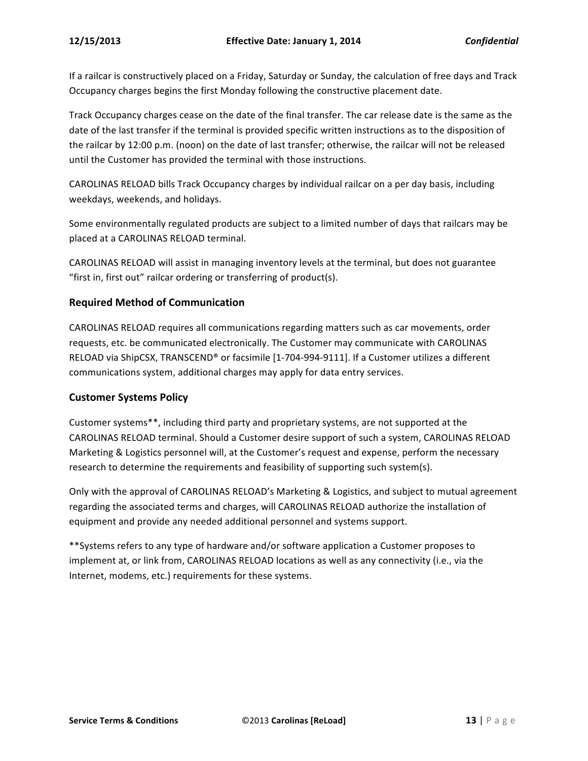If a railcar is constructively placed on a Friday, Saturday or Sunday, the calculation of free days and Track Occupancy charges begins the first Monday following the constructive placement date.

Track Occupancy charges cease on the date of the final transfer. The car release date is the same as the date of the last transfer if the terminal is provided specific written instructions as to the disposition of the railcar by 12:00 p.m. (noon) on the date of last transfer; otherwise, the railcar will not be released until the Customer has provided the terminal with those instructions.

CAROLINAS RELOAD bills Track Occupancy charges by individual railcar on a per day basis, including weekdays, weekends, and holidays.

Some environmentally regulated products are subject to a limited number of days that railcars may be placed at a CAROLINAS RELOAD terminal.

CAROLINAS RELOAD will assist in managing inventory levels at the terminal, but does not guarantee "first in, first out" railcar ordering or transferring of product(s).

### Required Method of Communication

CAROLINAS RELOAD requires all communications regarding matters such as car movements, order requests, etc. be communicated electronically. The Customer may communicate with CAROLINAS RELOAD via ShipCSX, TRANSCEND® or facsimile [1-704-994-9111]. If a Customer utilizes a different communications system, additional charges may apply for data entry services.

### Customer Systems Policy

Customer systems**, including third party and proprietary systems, are not supported at the CAROLINAS RELOAD terminal. Should a Customer desire support of such a system, CAROLINAS RELOAD Marketing & Logistics personnel will, at the Customer's request and expense, perform the necessary research to determine the requirements and feasibility of supporting such system(s).

Only with the approval of CAROLINAS RELOAD's Marketing & Logistics, and subject to mutual agreement regarding the associated terms and charges, will CAROLINAS RELOAD authorize the installation of equipment and provide any needed additional personnel and systems support.

**Systems refers to any type of hardware and/or software application a Customer proposes to implement at, or link from, CAROLINAS RELOAD locations as well as any connectivity (i.e., via the Internet, modems, etc.) requirements for these systems.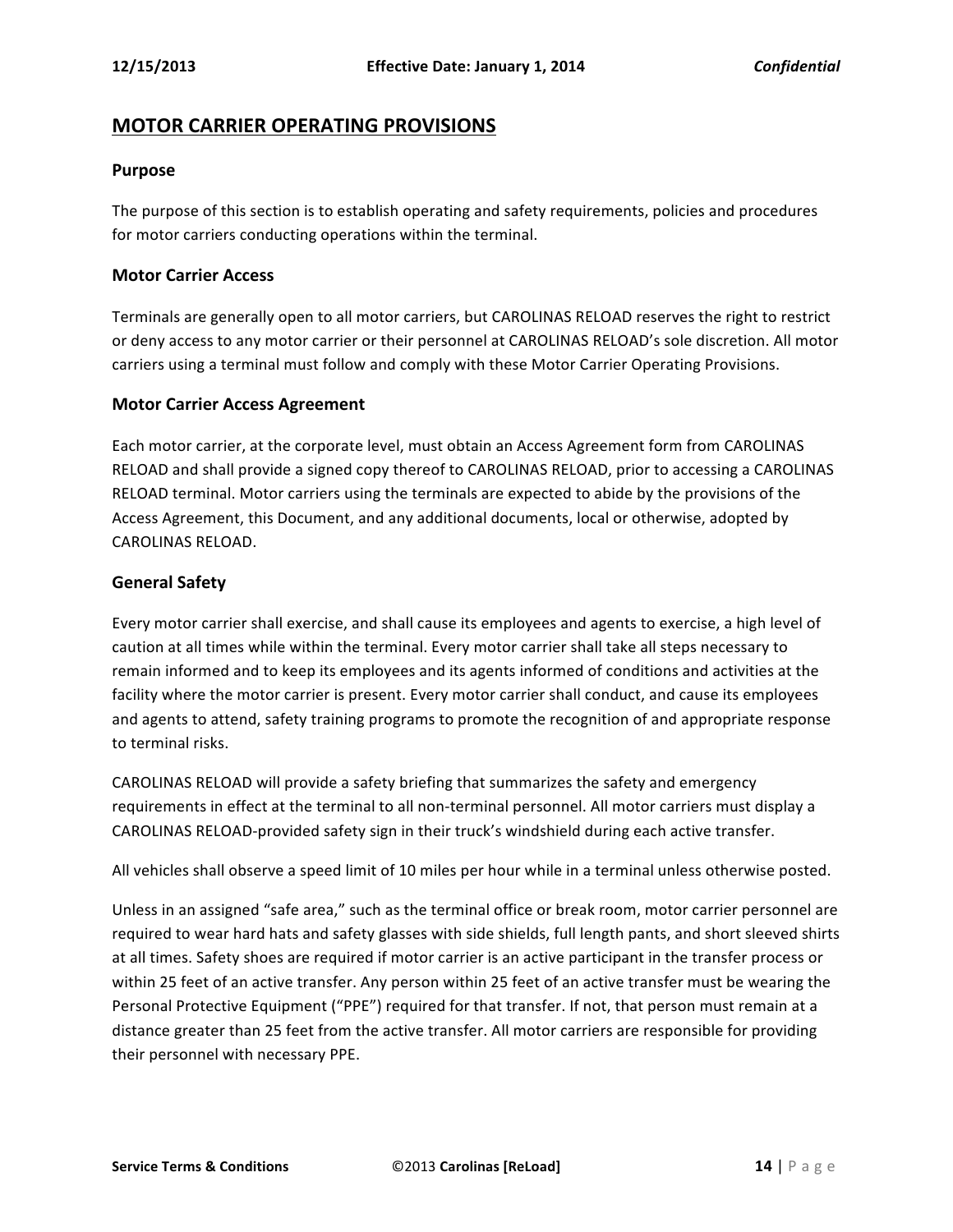## MOTOR CARRIER OPERATING PROVISIONS

### Purpose

The purpose of this section is to establish operating and safety requirements, policies and procedures for motor carriers conducting operations within the terminal.

### Motor Carrier Access

Terminals are generally open to all motor carriers, but CAROLINAS RELOAD reserves the right to restrict or deny access to any motor carrier or their personnel at CAROLINAS RELOAD's sole discretion. All motor carriers using a terminal must follow and comply with these Motor Carrier Operating Provisions.

### Motor Carrier Access Agreement

Each motor carrier, at the corporate level, must obtain an Access Agreement form from CAROLINAS RELOAD and shall provide a signed copy thereof to CAROLINAS RELOAD, prior to accessing a CAROLINAS RELOAD terminal. Motor carriers using the terminals are expected to abide by the provisions of the Access Agreement, this Document, and any additional documents, local or otherwise, adopted by CAROLINAS RELOAD.

### General Safety

Every motor carrier shall exercise, and shall cause its employees and agents to exercise, a high level of caution at all times while within the terminal. Every motor carrier shall take all steps necessary to remain informed and to keep its employees and its agents informed of conditions and activities at the facility where the motor carrier is present. Every motor carrier shall conduct, and cause its employees and agents to attend, safety training programs to promote the recognition of and appropriate response to terminal risks.

CAROLINAS RELOAD will provide a safety briefing that summarizes the safety and emergency requirements in effect at the terminal to all non-terminal personnel. All motor carriers must display a CAROLINAS RELOAD-provided safety sign in their truck's windshield during each active transfer.

All vehicles shall observe a speed limit of 10 miles per hour while in a terminal unless otherwise posted.

Unless in an assigned "safe area," such as the terminal office or break room, motor carrier personnel are required to wear hard hats and safety glasses with side shields, full length pants, and short sleeved shirts at all times. Safety shoes are required if motor carrier is an active participant in the transfer process or within 25 feet of an active transfer. Any person within 25 feet of an active transfer must be wearing the Personal Protective Equipment ("PPE") required for that transfer. If not, that person must remain at a distance greater than 25 feet from the active transfer. All motor carriers are responsible for providing their personnel with necessary PPE.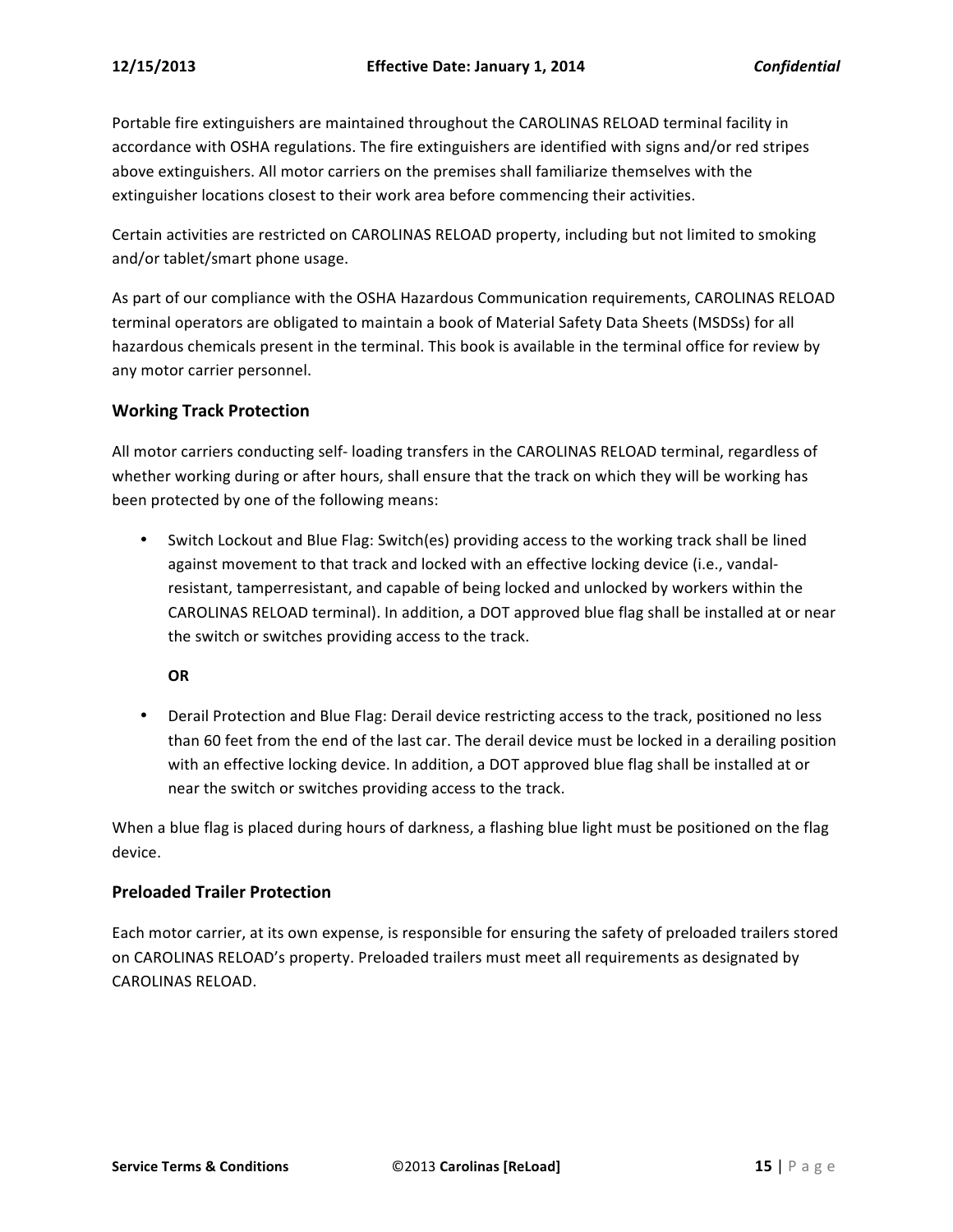Portable fire extinguishers are maintained throughout the CAROLINAS RELOAD terminal facility in accordance with OSHA regulations. The fire extinguishers are identified with signs and/or red stripes above extinguishers. All motor carriers on the premises shall familiarize themselves with the extinguisher locations closest to their work area before commencing their activities.

Certain activities are restricted on CAROLINAS RELOAD property, including but not limited to smoking and/or tablet/smart phone usage.

As part of our compliance with the OSHA Hazardous Communication requirements, CAROLINAS RELOAD terminal operators are obligated to maintain a book of Material Safety Data Sheets (MSDSs) for all hazardous chemicals present in the terminal. This book is available in the terminal office for review by any motor carrier personnel.

## Working Track Protection

All motor carriers conducting self- loading transfers in the CAROLINAS RELOAD terminal, regardless of whether working during or after hours, shall ensure that the track on which they will be working has been protected by one of the following means:

- Switch Lockout and Blue Flag: Switch(es) providing access to the working track shall be lined against movement to that track and locked with an effective locking device (i.e., vandal-resistant, tamperresistant, and capable of being locked and unlocked by workers within the CAROLINAS RELOAD terminal). In addition, a DOT approved blue flag shall be installed at or near the switch or switches providing access to the track.

  **OR**

- Derail Protection and Blue Flag: Derail device restricting access to the track, positioned no less than 60 feet from the end of the last car. The derail device must be locked in a derailing position with an effective locking device. In addition, a DOT approved blue flag shall be installed at or near the switch or switches providing access to the track.

When a blue flag is placed during hours of darkness, a flashing blue light must be positioned on the flag device.

## Preloaded Trailer Protection

Each motor carrier, at its own expense, is responsible for ensuring the safety of preloaded trailers stored on CAROLINAS RELOAD's property. Preloaded trailers must meet all requirements as designated by CAROLINAS RELOAD.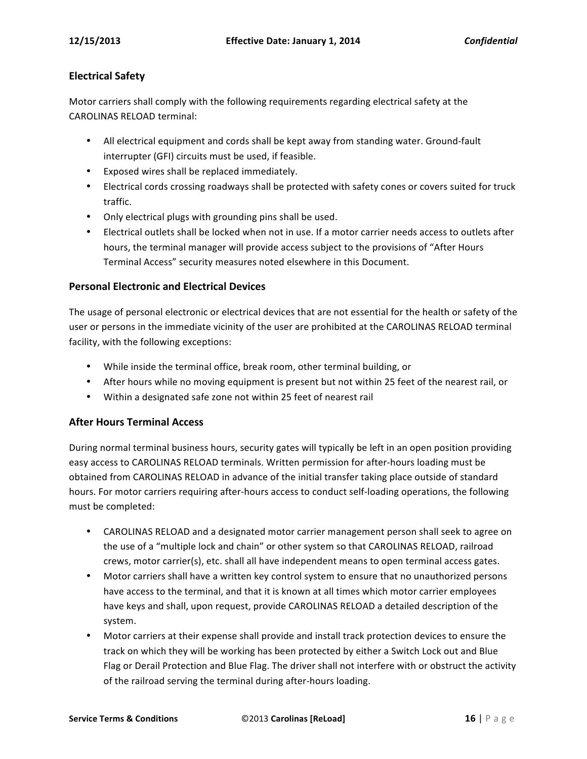## Electrical Safety

Motor carriers shall comply with the following requirements regarding electrical safety at the CAROLINAS RELOAD terminal:

- All electrical equipment and cords shall be kept away from standing water. Ground-fault interrupter (GFI) circuits must be used, if feasible.
- Exposed wires shall be replaced immediately.
- Electrical cords crossing roadways shall be protected with safety cones or covers suited for truck traffic.
- Only electrical plugs with grounding pins shall be used.
- Electrical outlets shall be locked when not in use. If a motor carrier needs access to outlets after hours, the terminal manager will provide access subject to the provisions of "After Hours Terminal Access" security measures noted elsewhere in this Document.

## Personal Electronic and Electrical Devices

The usage of personal electronic or electrical devices that are not essential for the health or safety of the user or persons in the immediate vicinity of the user are prohibited at the CAROLINAS RELOAD terminal facility, with the following exceptions:

- While inside the terminal office, break room, other terminal building, or
- After hours while no moving equipment is present but not within 25 feet of the nearest rail, or
- Within a designated safe zone not within 25 feet of nearest rail

## After Hours Terminal Access

During normal terminal business hours, security gates will typically be left in an open position providing easy access to CAROLINAS RELOAD terminals. Written permission for after-hours loading must be obtained from CAROLINAS RELOAD in advance of the initial transfer taking place outside of standard hours. For motor carriers requiring after-hours access to conduct self-loading operations, the following must be completed:

- CAROLINAS RELOAD and a designated motor carrier management person shall seek to agree on the use of a "multiple lock and chain" or other system so that CAROLINAS RELOAD, railroad crews, motor carrier(s), etc. shall all have independent means to open terminal access gates.
- Motor carriers shall have a written key control system to ensure that no unauthorized persons have access to the terminal, and that it is known at all times which motor carrier employees have keys and shall, upon request, provide CAROLINAS RELOAD a detailed description of the system.
- Motor carriers at their expense shall provide and install track protection devices to ensure the track on which they will be working has been protected by either a Switch Lock out and Blue Flag or Derail Protection and Blue Flag. The driver shall not interfere with or obstruct the activity of the railroad serving the terminal during after-hours loading.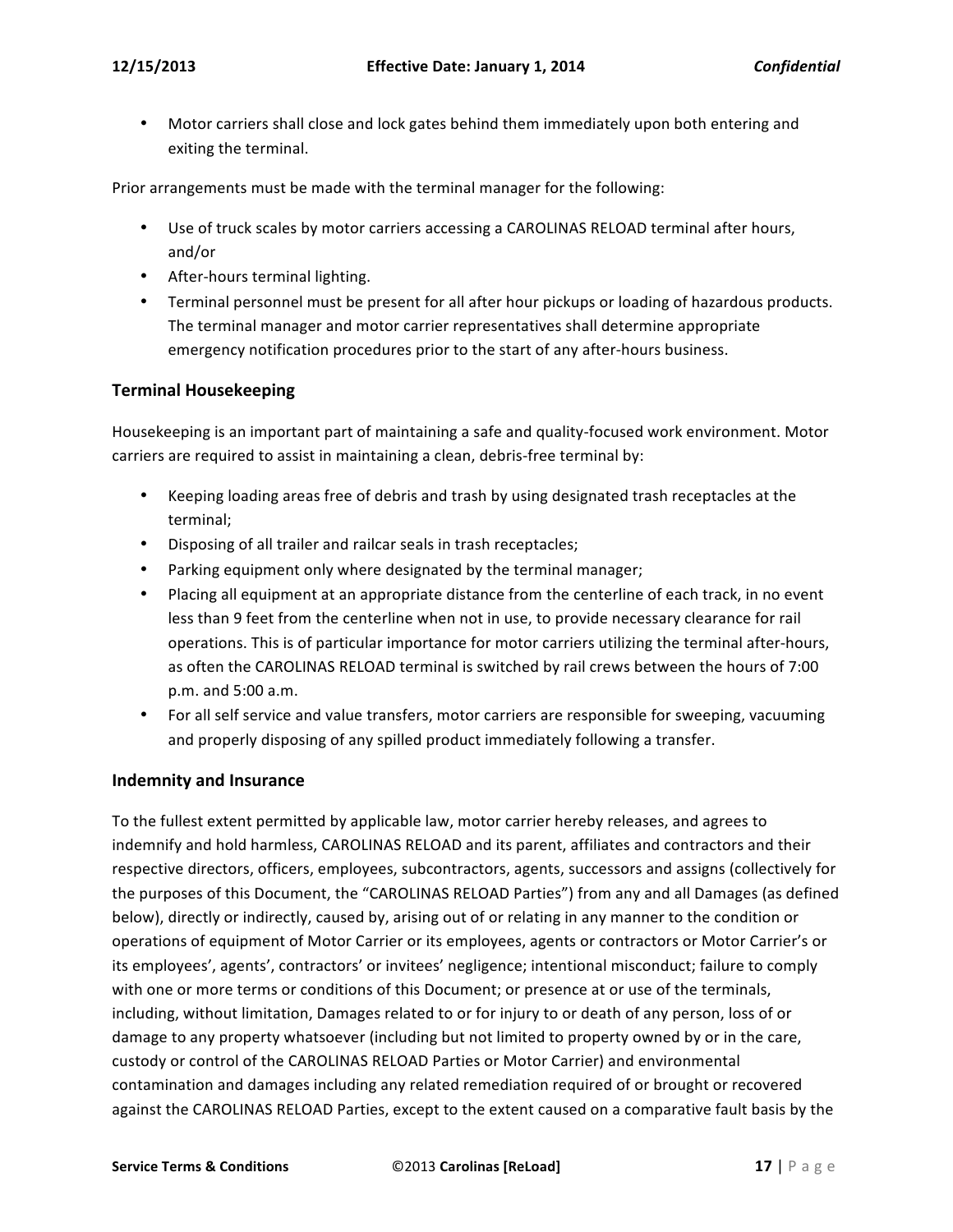- Motor carriers shall close and lock gates behind them immediately upon both entering and exiting the terminal.

Prior arrangements must be made with the terminal manager for the following:

- Use of truck scales by motor carriers accessing a CAROLINAS RELOAD terminal after hours, and/or
- After-hours terminal lighting.
- Terminal personnel must be present for all after hour pickups or loading of hazardous products. The terminal manager and motor carrier representatives shall determine appropriate emergency notification procedures prior to the start of any after-hours business.

## Terminal Housekeeping

Housekeeping is an important part of maintaining a safe and quality-focused work environment. Motor carriers are required to assist in maintaining a clean, debris-free terminal by:

- Keeping loading areas free of debris and trash by using designated trash receptacles at the terminal;
- Disposing of all trailer and railcar seals in trash receptacles;
- Parking equipment only where designated by the terminal manager;
- Placing all equipment at an appropriate distance from the centerline of each track, in no event less than 9 feet from the centerline when not in use, to provide necessary clearance for rail operations. This is of particular importance for motor carriers utilizing the terminal after-hours, as often the CAROLINAS RELOAD terminal is switched by rail crews between the hours of 7:00 p.m. and 5:00 a.m.
- For all self service and value transfers, motor carriers are responsible for sweeping, vacuuming and properly disposing of any spilled product immediately following a transfer.

## Indemnity and Insurance

To the fullest extent permitted by applicable law, motor carrier hereby releases, and agrees to indemnify and hold harmless, CAROLINAS RELOAD and its parent, affiliates and contractors and their respective directors, officers, employees, subcontractors, agents, successors and assigns (collectively for the purposes of this Document, the "CAROLINAS RELOAD Parties") from any and all Damages (as defined below), directly or indirectly, caused by, arising out of or relating in any manner to the condition or operations of equipment of Motor Carrier or its employees, agents or contractors or Motor Carrier's or its employees', agents', contractors' or invitees' negligence; intentional misconduct; failure to comply with one or more terms or conditions of this Document; or presence at or use of the terminals, including, without limitation, Damages related to or for injury to or death of any person, loss of or damage to any property whatsoever (including but not limited to property owned by or in the care, custody or control of the CAROLINAS RELOAD Parties or Motor Carrier) and environmental contamination and damages including any related remediation required of or brought or recovered against the CAROLINAS RELOAD Parties, except to the extent caused on a comparative fault basis by the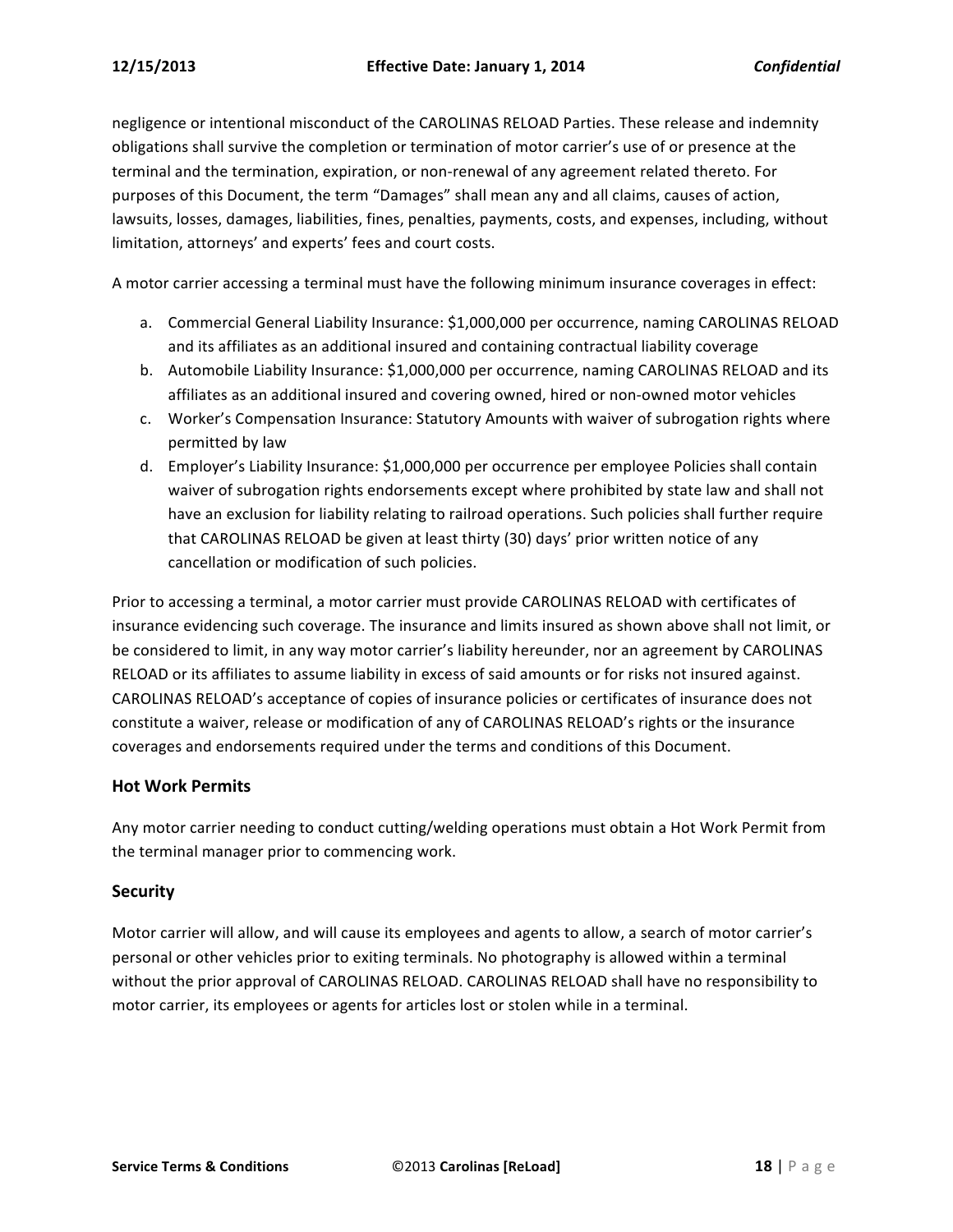negligence or intentional misconduct of the CAROLINAS RELOAD Parties. These release and indemnity obligations shall survive the completion or termination of motor carrier's use of or presence at the terminal and the termination, expiration, or non-renewal of any agreement related thereto. For purposes of this Document, the term "Damages" shall mean any and all claims, causes of action, lawsuits, losses, damages, liabilities, fines, penalties, payments, costs, and expenses, including, without limitation, attorneys' and experts' fees and court costs.

A motor carrier accessing a terminal must have the following minimum insurance coverages in effect:

a. Commercial General Liability Insurance: $1,000,000 per occurrence, naming CAROLINAS RELOAD and its affiliates as an additional insured and containing contractual liability coverage
b. Automobile Liability Insurance: $1,000,000 per occurrence, naming CAROLINAS RELOAD and its affiliates as an additional insured and covering owned, hired or non-owned motor vehicles
c. Worker's Compensation Insurance: Statutory Amounts with waiver of subrogation rights where permitted by law
d. Employer's Liability Insurance: $1,000,000 per occurrence per employee Policies shall contain waiver of subrogation rights endorsements except where prohibited by state law and shall not have an exclusion for liability relating to railroad operations. Such policies shall further require that CAROLINAS RELOAD be given at least thirty (30) days' prior written notice of any cancellation or modification of such policies.

Prior to accessing a terminal, a motor carrier must provide CAROLINAS RELOAD with certificates of insurance evidencing such coverage. The insurance and limits insured as shown above shall not limit, or be considered to limit, in any way motor carrier's liability hereunder, nor an agreement by CAROLINAS RELOAD or its affiliates to assume liability in excess of said amounts or for risks not insured against. CAROLINAS RELOAD's acceptance of copies of insurance policies or certificates of insurance does not constitute a waiver, release or modification of any of CAROLINAS RELOAD's rights or the insurance coverages and endorsements required under the terms and conditions of this Document.

## Hot Work Permits

Any motor carrier needing to conduct cutting/welding operations must obtain a Hot Work Permit from the terminal manager prior to commencing work.

## Security

Motor carrier will allow, and will cause its employees and agents to allow, a search of motor carrier's personal or other vehicles prior to exiting terminals. No photography is allowed within a terminal without the prior approval of CAROLINAS RELOAD. CAROLINAS RELOAD shall have no responsibility to motor carrier, its employees or agents for articles lost or stolen while in a terminal.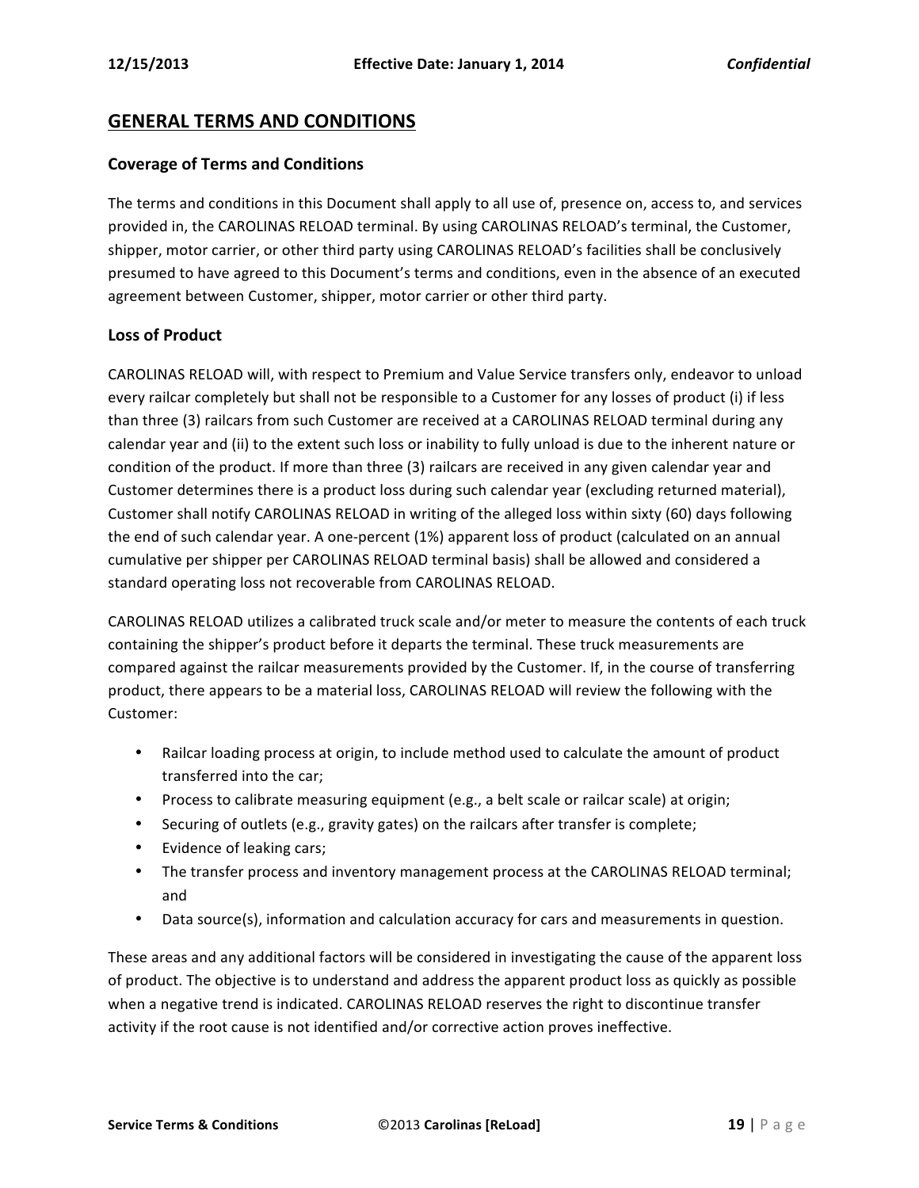## GENERAL TERMS AND CONDITIONS

### Coverage of Terms and Conditions

The terms and conditions in this Document shall apply to all use of, presence on, access to, and services provided in, the CAROLINAS RELOAD terminal. By using CAROLINAS RELOAD's terminal, the Customer, shipper, motor carrier, or other third party using CAROLINAS RELOAD's facilities shall be conclusively presumed to have agreed to this Document's terms and conditions, even in the absence of an executed agreement between Customer, shipper, motor carrier or other third party.

### Loss of Product

CAROLINAS RELOAD will, with respect to Premium and Value Service transfers only, endeavor to unload every railcar completely but shall not be responsible to a Customer for any losses of product (i) if less than three (3) railcars from such Customer are received at a CAROLINAS RELOAD terminal during any calendar year and (ii) to the extent such loss or inability to fully unload is due to the inherent nature or condition of the product. If more than three (3) railcars are received in any given calendar year and Customer determines there is a product loss during such calendar year (excluding returned material), Customer shall notify CAROLINAS RELOAD in writing of the alleged loss within sixty (60) days following the end of such calendar year. A one-percent (1%) apparent loss of product (calculated on an annual cumulative per shipper per CAROLINAS RELOAD terminal basis) shall be allowed and considered a standard operating loss not recoverable from CAROLINAS RELOAD.

CAROLINAS RELOAD utilizes a calibrated truck scale and/or meter to measure the contents of each truck containing the shipper's product before it departs the terminal. These truck measurements are compared against the railcar measurements provided by the Customer. If, in the course of transferring product, there appears to be a material loss, CAROLINAS RELOAD will review the following with the Customer:

- Railcar loading process at origin, to include method used to calculate the amount of product transferred into the car;
- Process to calibrate measuring equipment (e.g., a belt scale or railcar scale) at origin;
- Securing of outlets (e.g., gravity gates) on the railcars after transfer is complete;
- Evidence of leaking cars;
- The transfer process and inventory management process at the CAROLINAS RELOAD terminal; and
- Data source(s), information and calculation accuracy for cars and measurements in question.

These areas and any additional factors will be considered in investigating the cause of the apparent loss of product. The objective is to understand and address the apparent product loss as quickly as possible when a negative trend is indicated. CAROLINAS RELOAD reserves the right to discontinue transfer activity if the root cause is not identified and/or corrective action proves ineffective.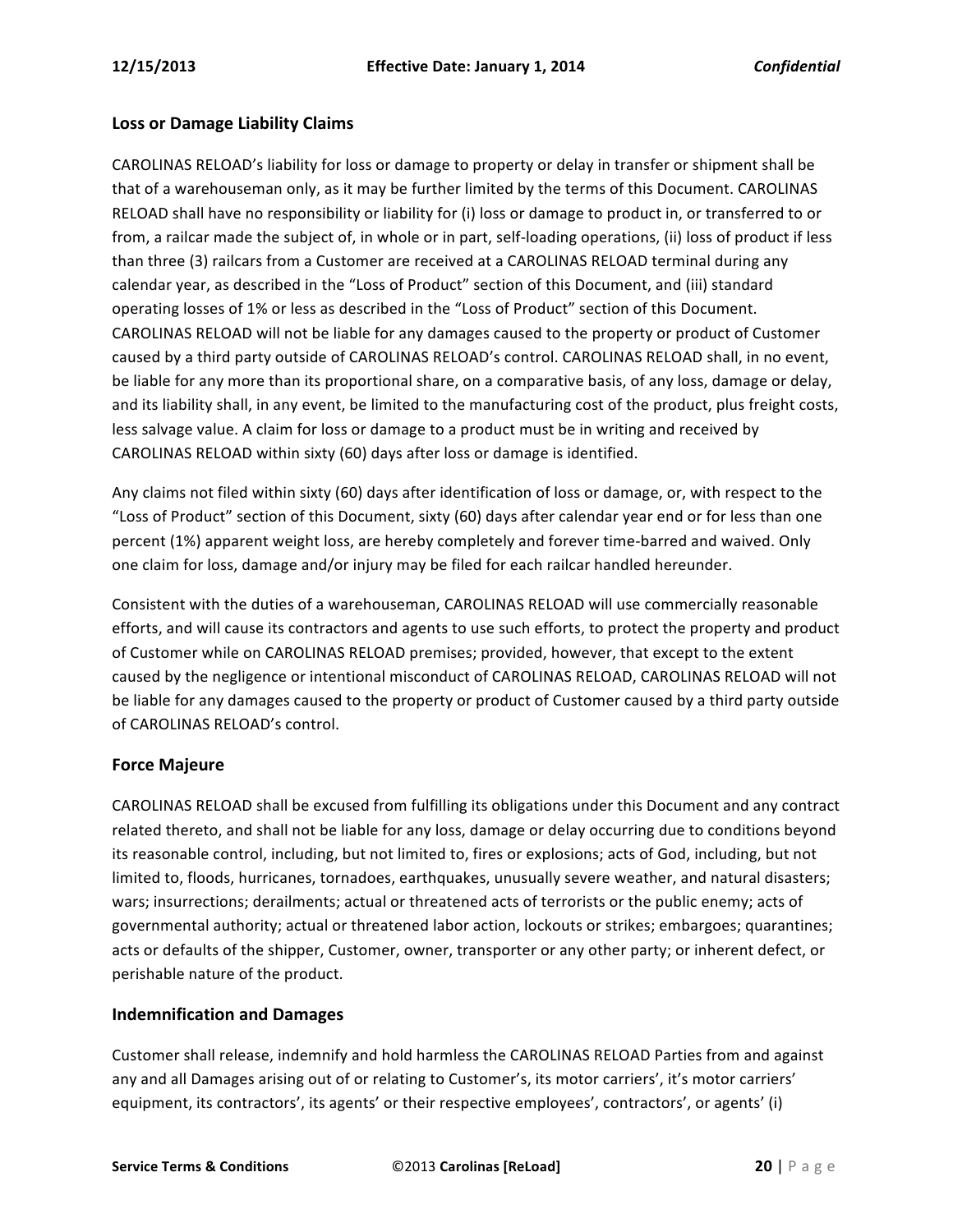## Loss or Damage Liability Claims

CAROLINAS RELOAD's liability for loss or damage to property or delay in transfer or shipment shall be that of a warehouseman only, as it may be further limited by the terms of this Document. CAROLINAS RELOAD shall have no responsibility or liability for (i) loss or damage to product in, or transferred to or from, a railcar made the subject of, in whole or in part, self-loading operations, (ii) loss of product if less than three (3) railcars from a Customer are received at a CAROLINAS RELOAD terminal during any calendar year, as described in the "Loss of Product" section of this Document, and (iii) standard operating losses of 1% or less as described in the "Loss of Product" section of this Document. CAROLINAS RELOAD will not be liable for any damages caused to the property or product of Customer caused by a third party outside of CAROLINAS RELOAD's control. CAROLINAS RELOAD shall, in no event, be liable for any more than its proportional share, on a comparative basis, of any loss, damage or delay, and its liability shall, in any event, be limited to the manufacturing cost of the product, plus freight costs, less salvage value. A claim for loss or damage to a product must be in writing and received by CAROLINAS RELOAD within sixty (60) days after loss or damage is identified.

Any claims not filed within sixty (60) days after identification of loss or damage, or, with respect to the "Loss of Product" section of this Document, sixty (60) days after calendar year end or for less than one percent (1%) apparent weight loss, are hereby completely and forever time-barred and waived. Only one claim for loss, damage and/or injury may be filed for each railcar handled hereunder.

Consistent with the duties of a warehouseman, CAROLINAS RELOAD will use commercially reasonable efforts, and will cause its contractors and agents to use such efforts, to protect the property and product of Customer while on CAROLINAS RELOAD premises; provided, however, that except to the extent caused by the negligence or intentional misconduct of CAROLINAS RELOAD, CAROLINAS RELOAD will not be liable for any damages caused to the property or product of Customer caused by a third party outside of CAROLINAS RELOAD's control.

## Force Majeure

CAROLINAS RELOAD shall be excused from fulfilling its obligations under this Document and any contract related thereto, and shall not be liable for any loss, damage or delay occurring due to conditions beyond its reasonable control, including, but not limited to, fires or explosions; acts of God, including, but not limited to, floods, hurricanes, tornadoes, earthquakes, unusually severe weather, and natural disasters; wars; insurrections; derailments; actual or threatened acts of terrorists or the public enemy; acts of governmental authority; actual or threatened labor action, lockouts or strikes; embargoes; quarantines; acts or defaults of the shipper, Customer, owner, transporter or any other party; or inherent defect, or perishable nature of the product.

## Indemnification and Damages

Customer shall release, indemnify and hold harmless the CAROLINAS RELOAD Parties from and against any and all Damages arising out of or relating to Customer's, its motor carriers', it's motor carriers' equipment, its contractors', its agents' or their respective employees', contractors', or agents' (i)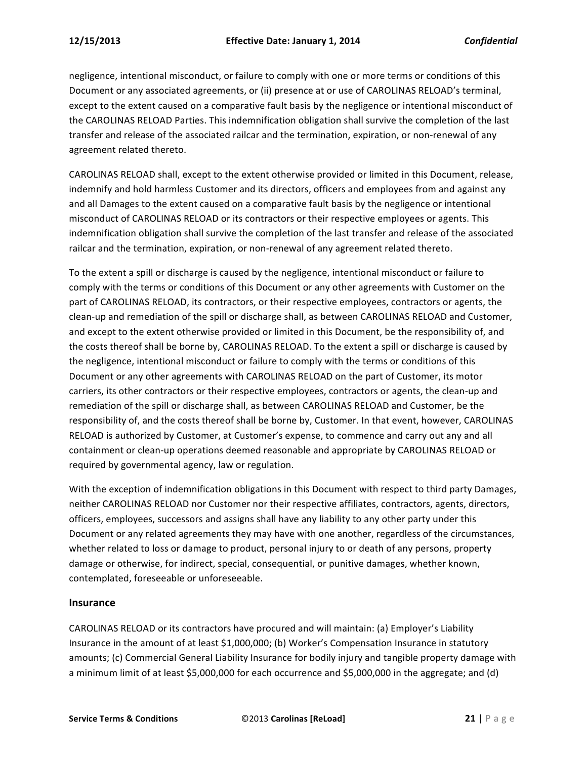negligence, intentional misconduct, or failure to comply with one or more terms or conditions of this Document or any associated agreements, or (ii) presence at or use of CAROLINAS RELOAD's terminal, except to the extent caused on a comparative fault basis by the negligence or intentional misconduct of the CAROLINAS RELOAD Parties. This indemnification obligation shall survive the completion of the last transfer and release of the associated railcar and the termination, expiration, or non-renewal of any agreement related thereto.

CAROLINAS RELOAD shall, except to the extent otherwise provided or limited in this Document, release, indemnify and hold harmless Customer and its directors, officers and employees from and against any and all Damages to the extent caused on a comparative fault basis by the negligence or intentional misconduct of CAROLINAS RELOAD or its contractors or their respective employees or agents. This indemnification obligation shall survive the completion of the last transfer and release of the associated railcar and the termination, expiration, or non-renewal of any agreement related thereto.

To the extent a spill or discharge is caused by the negligence, intentional misconduct or failure to comply with the terms or conditions of this Document or any other agreements with Customer on the part of CAROLINAS RELOAD, its contractors, or their respective employees, contractors or agents, the clean-up and remediation of the spill or discharge shall, as between CAROLINAS RELOAD and Customer, and except to the extent otherwise provided or limited in this Document, be the responsibility of, and the costs thereof shall be borne by, CAROLINAS RELOAD. To the extent a spill or discharge is caused by the negligence, intentional misconduct or failure to comply with the terms or conditions of this Document or any other agreements with CAROLINAS RELOAD on the part of Customer, its motor carriers, its other contractors or their respective employees, contractors or agents, the clean-up and remediation of the spill or discharge shall, as between CAROLINAS RELOAD and Customer, be the responsibility of, and the costs thereof shall be borne by, Customer. In that event, however, CAROLINAS RELOAD is authorized by Customer, at Customer's expense, to commence and carry out any and all containment or clean-up operations deemed reasonable and appropriate by CAROLINAS RELOAD or required by governmental agency, law or regulation.

With the exception of indemnification obligations in this Document with respect to third party Damages, neither CAROLINAS RELOAD nor Customer nor their respective affiliates, contractors, agents, directors, officers, employees, successors and assigns shall have any liability to any other party under this Document or any related agreements they may have with one another, regardless of the circumstances, whether related to loss or damage to product, personal injury to or death of any persons, property damage or otherwise, for indirect, special, consequential, or punitive damages, whether known, contemplated, foreseeable or unforeseeable.

## Insurance

CAROLINAS RELOAD or its contractors have procured and will maintain: (a) Employer's Liability Insurance in the amount of at least $1,000,000; (b) Worker's Compensation Insurance in statutory amounts; (c) Commercial General Liability Insurance for bodily injury and tangible property damage with a minimum limit of at least $5,000,000 for each occurrence and $5,000,000 in the aggregate; and (d)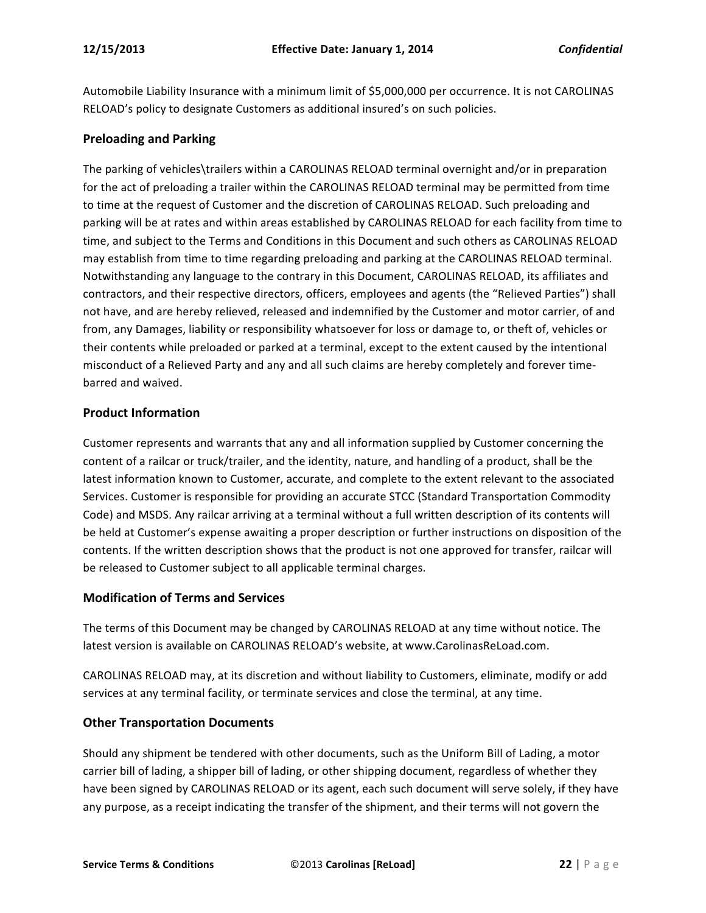Automobile Liability Insurance with a minimum limit of $5,000,000 per occurrence. It is not CAROLINAS RELOAD's policy to designate Customers as additional insured's on such policies.

## Preloading and Parking

The parking of vehicles\trailers within a CAROLINAS RELOAD terminal overnight and/or in preparation for the act of preloading a trailer within the CAROLINAS RELOAD terminal may be permitted from time to time at the request of Customer and the discretion of CAROLINAS RELOAD. Such preloading and parking will be at rates and within areas established by CAROLINAS RELOAD for each facility from time to time, and subject to the Terms and Conditions in this Document and such others as CAROLINAS RELOAD may establish from time to time regarding preloading and parking at the CAROLINAS RELOAD terminal. Notwithstanding any language to the contrary in this Document, CAROLINAS RELOAD, its affiliates and contractors, and their respective directors, officers, employees and agents (the "Relieved Parties") shall not have, and are hereby relieved, released and indemnified by the Customer and motor carrier, of and from, any Damages, liability or responsibility whatsoever for loss or damage to, or theft of, vehicles or their contents while preloaded or parked at a terminal, except to the extent caused by the intentional misconduct of a Relieved Party and any and all such claims are hereby completely and forever time-barred and waived.

## Product Information

Customer represents and warrants that any and all information supplied by Customer concerning the content of a railcar or truck/trailer, and the identity, nature, and handling of a product, shall be the latest information known to Customer, accurate, and complete to the extent relevant to the associated Services. Customer is responsible for providing an accurate STCC (Standard Transportation Commodity Code) and MSDS. Any railcar arriving at a terminal without a full written description of its contents will be held at Customer's expense awaiting a proper description or further instructions on disposition of the contents. If the written description shows that the product is not one approved for transfer, railcar will be released to Customer subject to all applicable terminal charges.

## Modification of Terms and Services

The terms of this Document may be changed by CAROLINAS RELOAD at any time without notice. The latest version is available on CAROLINAS RELOAD's website, at www.CarolinasReLoad.com.

CAROLINAS RELOAD may, at its discretion and without liability to Customers, eliminate, modify or add services at any terminal facility, or terminate services and close the terminal, at any time.

## Other Transportation Documents

Should any shipment be tendered with other documents, such as the Uniform Bill of Lading, a motor carrier bill of lading, a shipper bill of lading, or other shipping document, regardless of whether they have been signed by CAROLINAS RELOAD or its agent, each such document will serve solely, if they have any purpose, as a receipt indicating the transfer of the shipment, and their terms will not govern the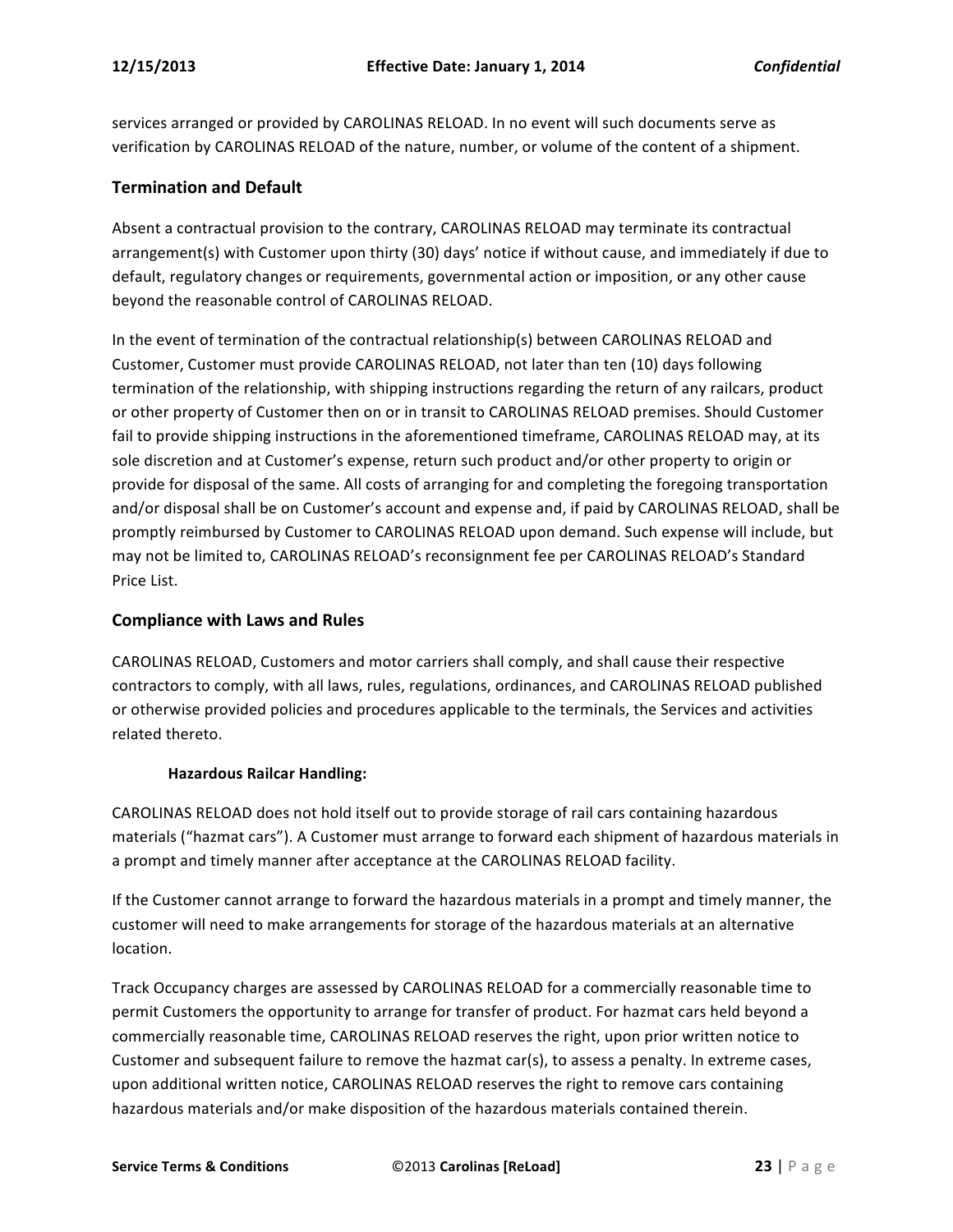services arranged or provided by CAROLINAS RELOAD. In no event will such documents serve as verification by CAROLINAS RELOAD of the nature, number, or volume of the content of a shipment.

## Termination and Default

Absent a contractual provision to the contrary, CAROLINAS RELOAD may terminate its contractual arrangement(s) with Customer upon thirty (30) days' notice if without cause, and immediately if due to default, regulatory changes or requirements, governmental action or imposition, or any other cause beyond the reasonable control of CAROLINAS RELOAD.

In the event of termination of the contractual relationship(s) between CAROLINAS RELOAD and Customer, Customer must provide CAROLINAS RELOAD, not later than ten (10) days following termination of the relationship, with shipping instructions regarding the return of any railcars, product or other property of Customer then on or in transit to CAROLINAS RELOAD premises. Should Customer fail to provide shipping instructions in the aforementioned timeframe, CAROLINAS RELOAD may, at its sole discretion and at Customer's expense, return such product and/or other property to origin or provide for disposal of the same. All costs of arranging for and completing the foregoing transportation and/or disposal shall be on Customer's account and expense and, if paid by CAROLINAS RELOAD, shall be promptly reimbursed by Customer to CAROLINAS RELOAD upon demand. Such expense will include, but may not be limited to, CAROLINAS RELOAD's reconsignment fee per CAROLINAS RELOAD's Standard Price List.

## Compliance with Laws and Rules

CAROLINAS RELOAD, Customers and motor carriers shall comply, and shall cause their respective contractors to comply, with all laws, rules, regulations, ordinances, and CAROLINAS RELOAD published or otherwise provided policies and procedures applicable to the terminals, the Services and activities related thereto.

**Hazardous Railcar Handling:**

CAROLINAS RELOAD does not hold itself out to provide storage of rail cars containing hazardous materials ("hazmat cars"). A Customer must arrange to forward each shipment of hazardous materials in a prompt and timely manner after acceptance at the CAROLINAS RELOAD facility.

If the Customer cannot arrange to forward the hazardous materials in a prompt and timely manner, the customer will need to make arrangements for storage of the hazardous materials at an alternative location.

Track Occupancy charges are assessed by CAROLINAS RELOAD for a commercially reasonable time to permit Customers the opportunity to arrange for transfer of product. For hazmat cars held beyond a commercially reasonable time, CAROLINAS RELOAD reserves the right, upon prior written notice to Customer and subsequent failure to remove the hazmat car(s), to assess a penalty. In extreme cases, upon additional written notice, CAROLINAS RELOAD reserves the right to remove cars containing hazardous materials and/or make disposition of the hazardous materials contained therein.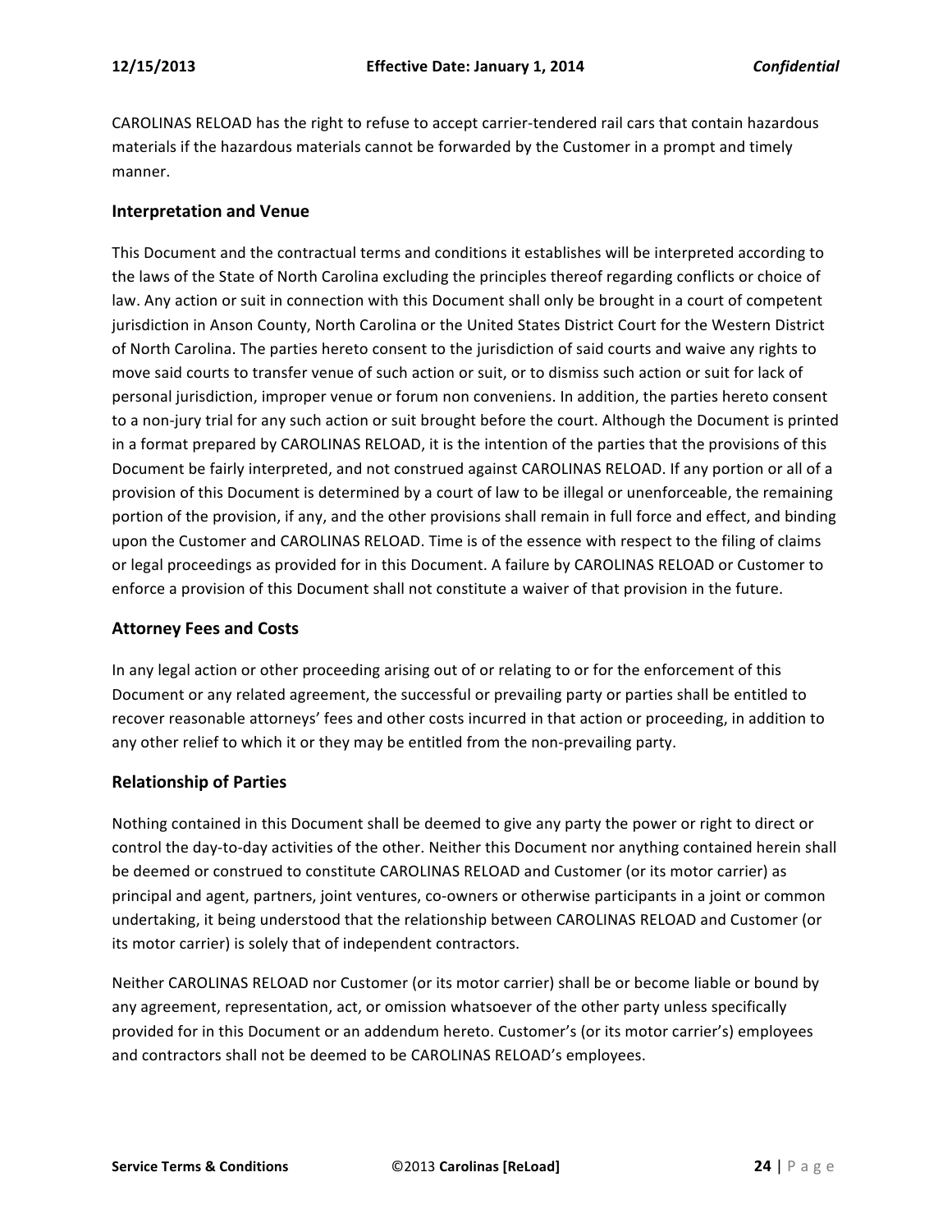CAROLINAS RELOAD has the right to refuse to accept carrier-tendered rail cars that contain hazardous materials if the hazardous materials cannot be forwarded by the Customer in a prompt and timely manner.

### Interpretation and Venue

This Document and the contractual terms and conditions it establishes will be interpreted according to the laws of the State of North Carolina excluding the principles thereof regarding conflicts or choice of law. Any action or suit in connection with this Document shall only be brought in a court of competent jurisdiction in Anson County, North Carolina or the United States District Court for the Western District of North Carolina. The parties hereto consent to the jurisdiction of said courts and waive any rights to move said courts to transfer venue of such action or suit, or to dismiss such action or suit for lack of personal jurisdiction, improper venue or forum non conveniens. In addition, the parties hereto consent to a non-jury trial for any such action or suit brought before the court. Although the Document is printed in a format prepared by CAROLINAS RELOAD, it is the intention of the parties that the provisions of this Document be fairly interpreted, and not construed against CAROLINAS RELOAD. If any portion or all of a provision of this Document is determined by a court of law to be illegal or unenforceable, the remaining portion of the provision, if any, and the other provisions shall remain in full force and effect, and binding upon the Customer and CAROLINAS RELOAD. Time is of the essence with respect to the filing of claims or legal proceedings as provided for in this Document. A failure by CAROLINAS RELOAD or Customer to enforce a provision of this Document shall not constitute a waiver of that provision in the future.

### Attorney Fees and Costs

In any legal action or other proceeding arising out of or relating to or for the enforcement of this Document or any related agreement, the successful or prevailing party or parties shall be entitled to recover reasonable attorneys' fees and other costs incurred in that action or proceeding, in addition to any other relief to which it or they may be entitled from the non-prevailing party.

### Relationship of Parties

Nothing contained in this Document shall be deemed to give any party the power or right to direct or control the day-to-day activities of the other. Neither this Document nor anything contained herein shall be deemed or construed to constitute CAROLINAS RELOAD and Customer (or its motor carrier) as principal and agent, partners, joint ventures, co-owners or otherwise participants in a joint or common undertaking, it being understood that the relationship between CAROLINAS RELOAD and Customer (or its motor carrier) is solely that of independent contractors.

Neither CAROLINAS RELOAD nor Customer (or its motor carrier) shall be or become liable or bound by any agreement, representation, act, or omission whatsoever of the other party unless specifically provided for in this Document or an addendum hereto. Customer's (or its motor carrier's) employees and contractors shall not be deemed to be CAROLINAS RELOAD's employees.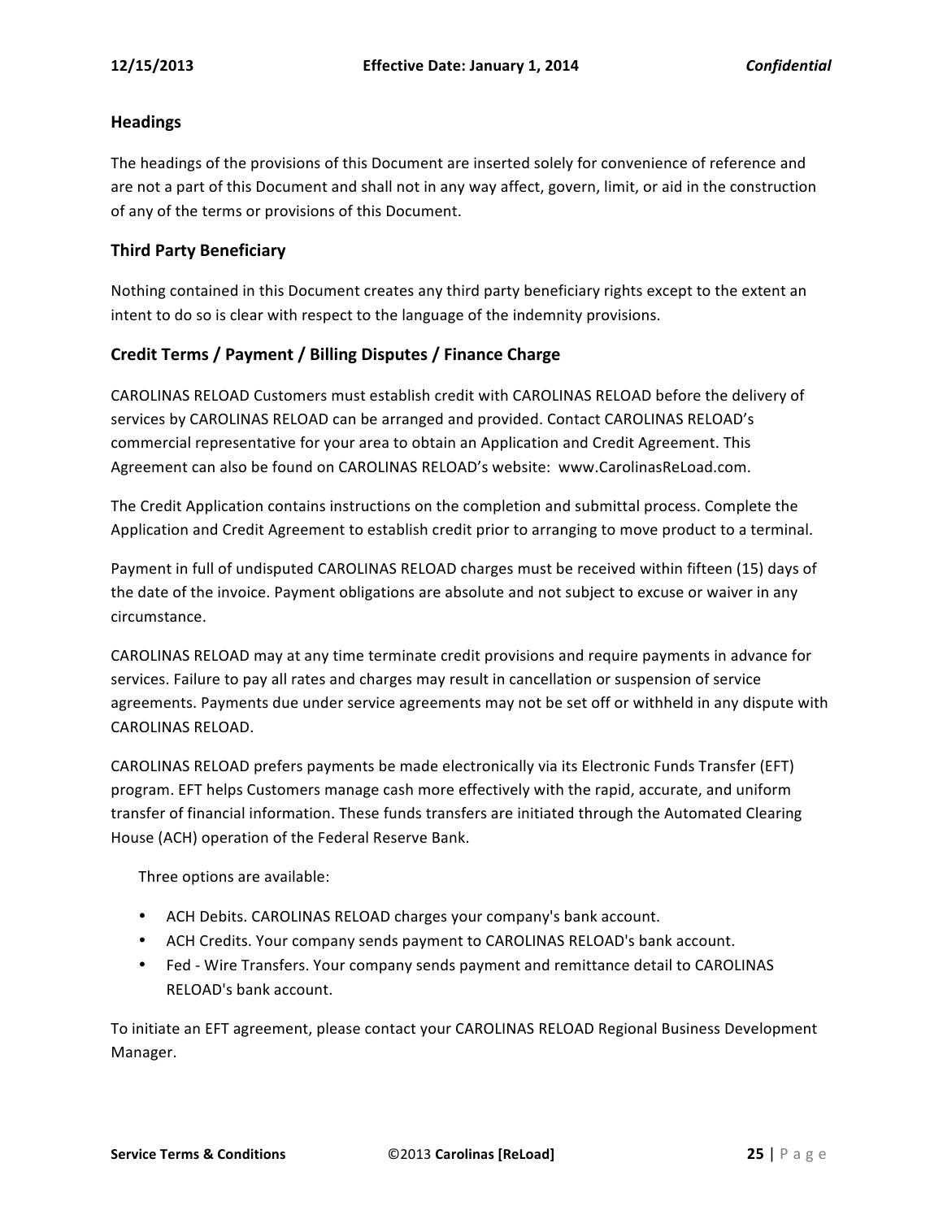## Headings

The headings of the provisions of this Document are inserted solely for convenience of reference and are not a part of this Document and shall not in any way affect, govern, limit, or aid in the construction of any of the terms or provisions of this Document.

## Third Party Beneficiary

Nothing contained in this Document creates any third party beneficiary rights except to the extent an intent to do so is clear with respect to the language of the indemnity provisions.

## Credit Terms / Payment / Billing Disputes / Finance Charge

CAROLINAS RELOAD Customers must establish credit with CAROLINAS RELOAD before the delivery of services by CAROLINAS RELOAD can be arranged and provided. Contact CAROLINAS RELOAD's commercial representative for your area to obtain an Application and Credit Agreement. This Agreement can also be found on CAROLINAS RELOAD's website: www.CarolinasReLoad.com.

The Credit Application contains instructions on the completion and submittal process. Complete the Application and Credit Agreement to establish credit prior to arranging to move product to a terminal.

Payment in full of undisputed CAROLINAS RELOAD charges must be received within fifteen (15) days of the date of the invoice. Payment obligations are absolute and not subject to excuse or waiver in any circumstance.

CAROLINAS RELOAD may at any time terminate credit provisions and require payments in advance for services. Failure to pay all rates and charges may result in cancellation or suspension of service agreements. Payments due under service agreements may not be set off or withheld in any dispute with CAROLINAS RELOAD.

CAROLINAS RELOAD prefers payments be made electronically via its Electronic Funds Transfer (EFT) program. EFT helps Customers manage cash more effectively with the rapid, accurate, and uniform transfer of financial information. These funds transfers are initiated through the Automated Clearing House (ACH) operation of the Federal Reserve Bank.

Three options are available:

- ACH Debits. CAROLINAS RELOAD charges your company's bank account.
- ACH Credits. Your company sends payment to CAROLINAS RELOAD's bank account.
- Fed - Wire Transfers. Your company sends payment and remittance detail to CAROLINAS RELOAD's bank account.

To initiate an EFT agreement, please contact your CAROLINAS RELOAD Regional Business Development Manager.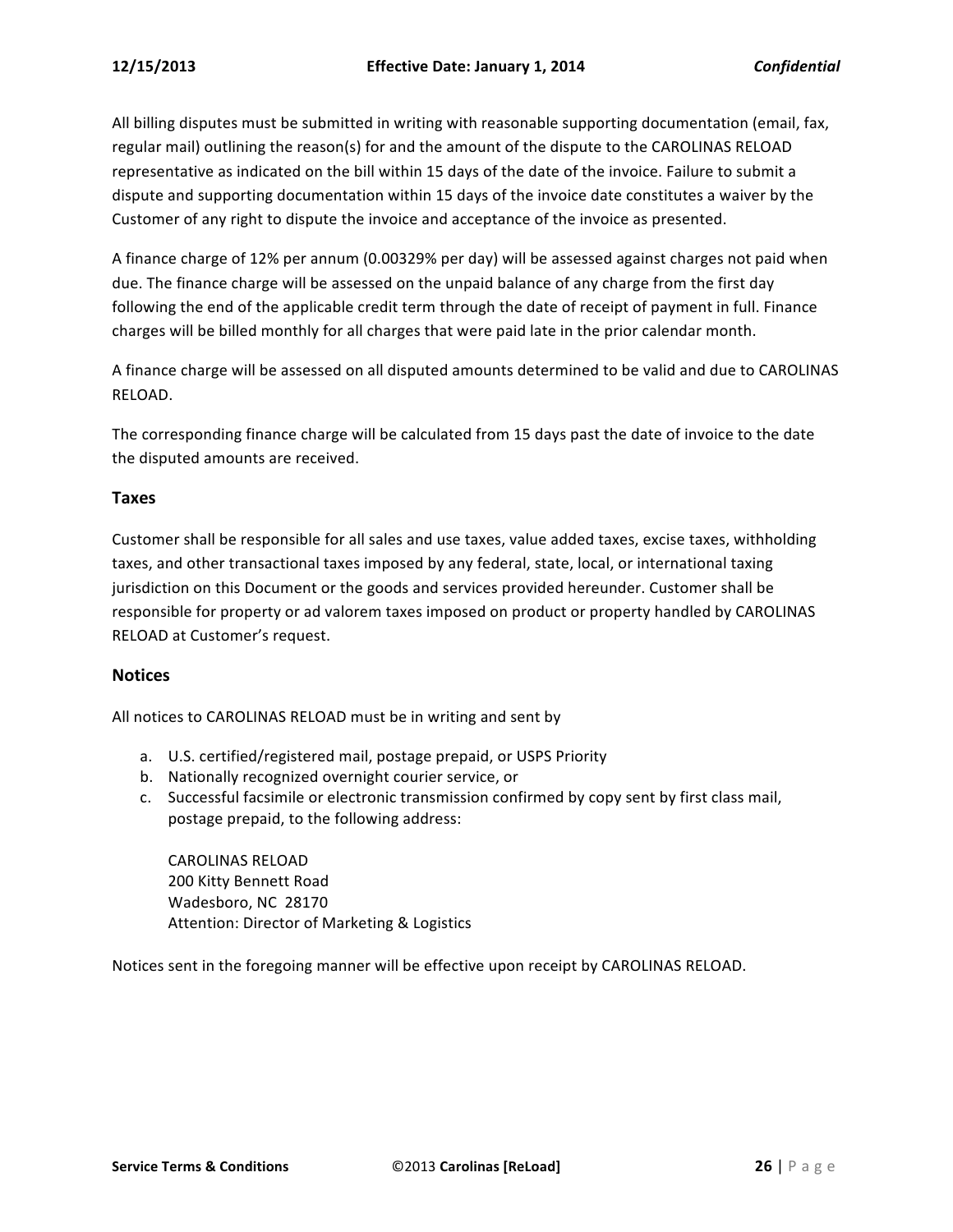All billing disputes must be submitted in writing with reasonable supporting documentation (email, fax, regular mail) outlining the reason(s) for and the amount of the dispute to the CAROLINAS RELOAD representative as indicated on the bill within 15 days of the date of the invoice. Failure to submit a dispute and supporting documentation within 15 days of the invoice date constitutes a waiver by the Customer of any right to dispute the invoice and acceptance of the invoice as presented.

A finance charge of 12% per annum (0.00329% per day) will be assessed against charges not paid when due. The finance charge will be assessed on the unpaid balance of any charge from the first day following the end of the applicable credit term through the date of receipt of payment in full. Finance charges will be billed monthly for all charges that were paid late in the prior calendar month.

A finance charge will be assessed on all disputed amounts determined to be valid and due to CAROLINAS RELOAD.

The corresponding finance charge will be calculated from 15 days past the date of invoice to the date the disputed amounts are received.

## Taxes

Customer shall be responsible for all sales and use taxes, value added taxes, excise taxes, withholding taxes, and other transactional taxes imposed by any federal, state, local, or international taxing jurisdiction on this Document or the goods and services provided hereunder. Customer shall be responsible for property or ad valorem taxes imposed on product or property handled by CAROLINAS RELOAD at Customer's request.

## Notices

All notices to CAROLINAS RELOAD must be in writing and sent by

a. U.S. certified/registered mail, postage prepaid, or USPS Priority
b. Nationally recognized overnight courier service, or
c. Successful facsimile or electronic transmission confirmed by copy sent by first class mail, postage prepaid, to the following address:

   CAROLINAS RELOAD
   200 Kitty Bennett Road
   Wadesboro, NC 28170
   Attention: Director of Marketing & Logistics

Notices sent in the foregoing manner will be effective upon receipt by CAROLINAS RELOAD.